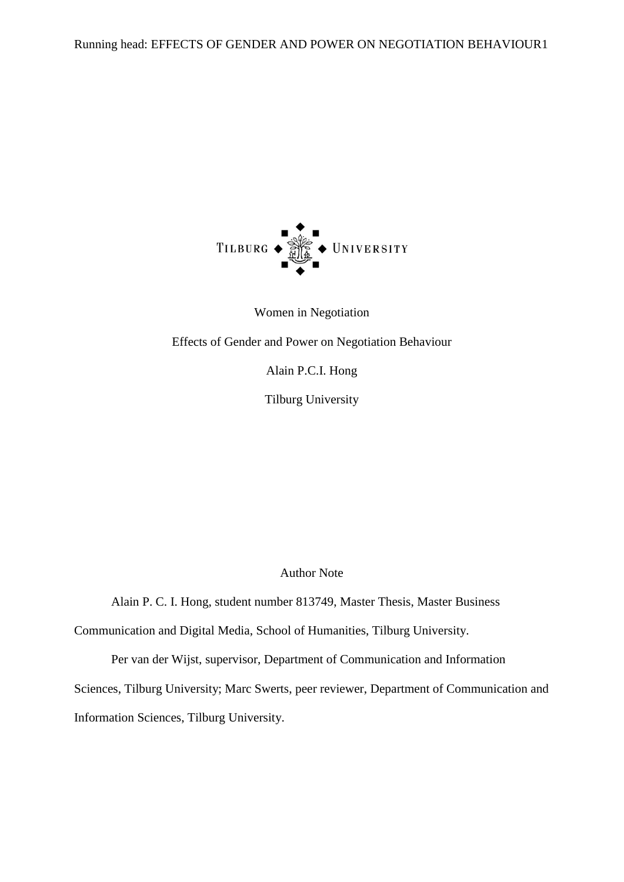Women in Negotiation

Effects of Gender and Power on Negotiation Behaviour

Alain P.C.I. Hong

Tilburg University

Author Note

Alain P. C. I. Hong, student number 813749, Master Thesis, Master Business Communication and Digital Media, School of Humanities, Tilburg University.

Per van der Wijst, supervisor, Department of Communication and Information Sciences, Tilburg University; Marc Swerts, peer reviewer, Department of Communication and Information Sciences, Tilburg University.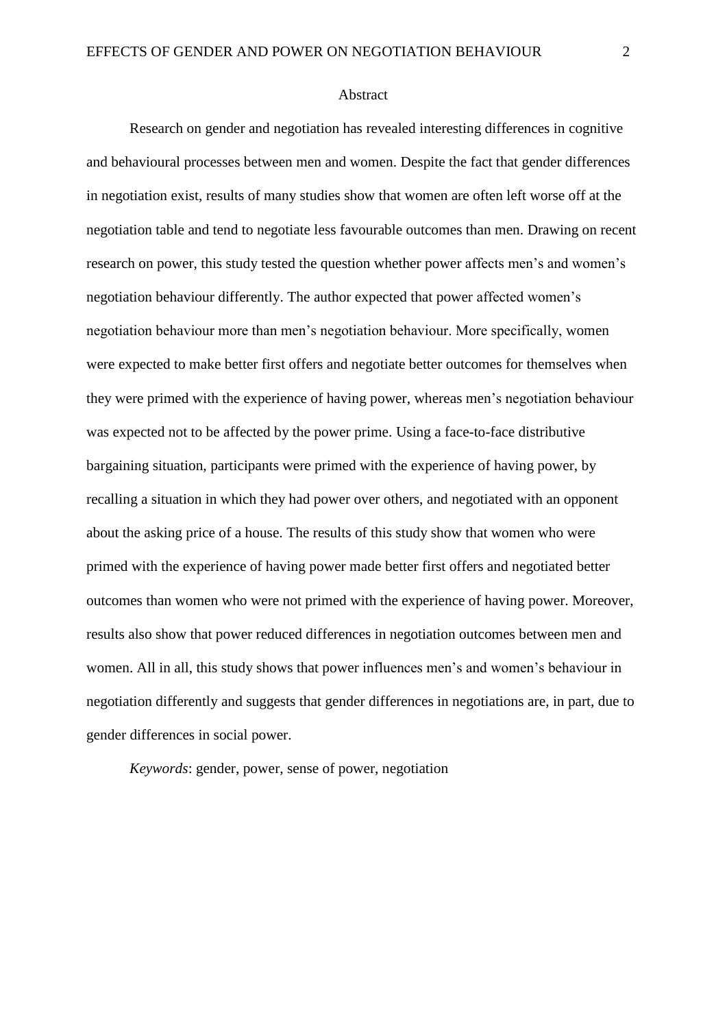# Abstract

Research on gender and negotiation has revealed interesting differences in cognitive and behavioural processes between men and women. Despite the fact that gender differences in negotiation exist, results of many studies show that women are often left worse off at the negotiation table and tend to negotiate less favourable outcomes than men. Drawing on recent research on power, this study tested the question whether power affects men's and women's negotiation behaviour differently. The author expected that power affected women's negotiation behaviour more than men's negotiation behaviour. More specifically, women were expected to make better first offers and negotiate better outcomes for themselves when they were primed with the experience of having power, whereas men's negotiation behaviour was expected not to be affected by the power prime. Using a face-to-face distributive bargaining situation, participants were primed with the experience of having power, by recalling a situation in which they had power over others, and negotiated with an opponent about the asking price of a house. The results of this study show that women who were primed with the experience of having power made better first offers and negotiated better outcomes than women who were not primed with the experience of having power. Moreover, results also show that power reduced differences in negotiation outcomes between men and women. All in all, this study shows that power influences men's and women's behaviour in negotiation differently and suggests that gender differences in negotiations are, in part, due to gender differences in social power.

*Keywords*: gender, power, sense of power, negotiation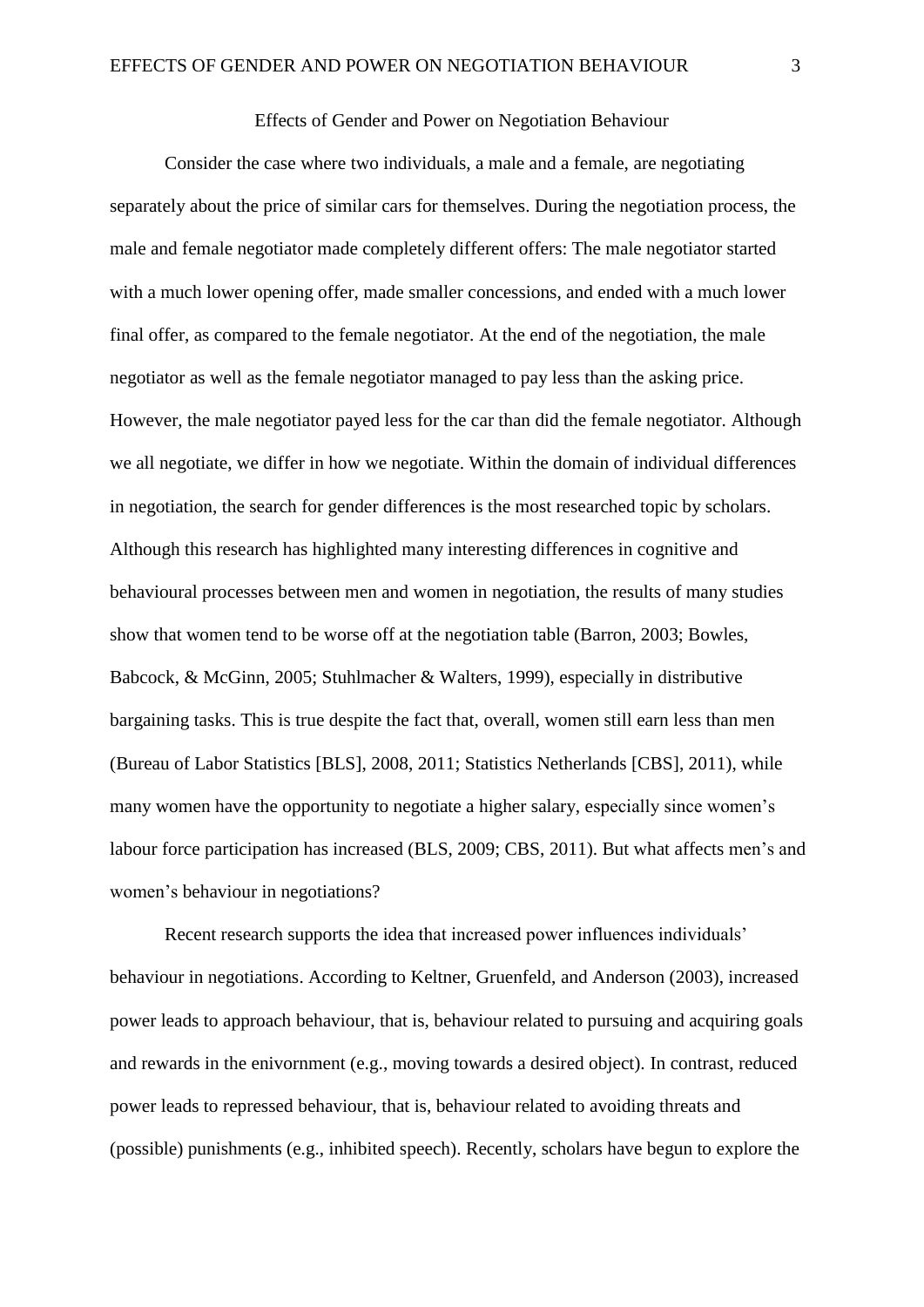# Effects of Gender and Power on Negotiation Behaviour

Consider the case where two individuals, a male and a female, are negotiating separately about the price of similar cars for themselves. During the negotiation process, the male and female negotiator made completely different offers: The male negotiator started with a much lower opening offer, made smaller concessions, and ended with a much lower final offer, as compared to the female negotiator. At the end of the negotiation, the male negotiator as well as the female negotiator managed to pay less than the asking price. However, the male negotiator payed less for the car than did the female negotiator. Although we all negotiate, we differ in how we negotiate. Within the domain of individual differences in negotiation, the search for gender differences is the most researched topic by scholars. Although this research has highlighted many interesting differences in cognitive and behavioural processes between men and women in negotiation, the results of many studies show that women tend to be worse off at the negotiation table (Barron, 2003; Bowles, Babcock, & McGinn, 2005; Stuhlmacher & Walters, 1999), especially in distributive bargaining tasks. This is true despite the fact that, overall, women still earn less than men (Bureau of Labor Statistics [BLS], 2008, 2011; Statistics Netherlands [CBS], 2011), while many women have the opportunity to negotiate a higher salary, especially since women's labour force participation has increased (BLS, 2009; CBS, 2011). But what affects men's and women's behaviour in negotiations?

Recent research supports the idea that increased power influences individuals' behaviour in negotiations. According to Keltner, Gruenfeld, and Anderson (2003), increased power leads to approach behaviour, that is, behaviour related to pursuing and acquiring goals and rewards in the enivornment (e.g., moving towards a desired object). In contrast, reduced power leads to repressed behaviour, that is, behaviour related to avoiding threats and (possible) punishments (e.g., inhibited speech). Recently, scholars have begun to explore the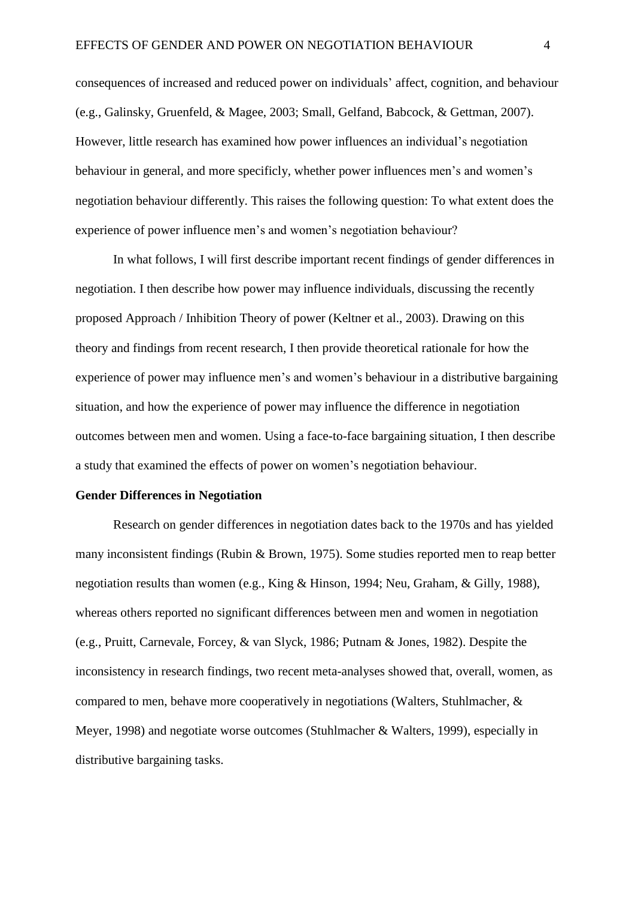consequences of increased and reduced power on individuals' affect, cognition, and behaviour (e.g., Galinsky, Gruenfeld, & Magee, 2003; Small, Gelfand, Babcock, & Gettman, 2007). However, little research has examined how power influences an individual's negotiation behaviour in general, and more specificly, whether power influences men's and women's negotiation behaviour differently. This raises the following question: To what extent does the experience of power influence men's and women's negotiation behaviour?

In what follows, I will first describe important recent findings of gender differences in negotiation. I then describe how power may influence individuals, discussing the recently proposed Approach / Inhibition Theory of power (Keltner et al., 2003). Drawing on this theory and findings from recent research, I then provide theoretical rationale for how the experience of power may influence men's and women's behaviour in a distributive bargaining situation, and how the experience of power may influence the difference in negotiation outcomes between men and women. Using a face-to-face bargaining situation, I then describe a study that examined the effects of power on women's negotiation behaviour.

**Gender Differences in Negotiation**

Research on gender differences in negotiation dates back to the 1970s and has yielded many inconsistent findings (Rubin & Brown, 1975). Some studies reported men to reap better negotiation results than women (e.g., King & Hinson, 1994; Neu, Graham, & Gilly, 1988), whereas others reported no significant differences between men and women in negotiation (e.g., Pruitt, Carnevale, Forcey, & van Slyck, 1986; Putnam & Jones, 1982). Despite the inconsistency in research findings, two recent meta-analyses showed that, overall, women, as compared to men, behave more cooperatively in negotiations (Walters, Stuhlmacher, & Meyer, 1998) and negotiate worse outcomes (Stuhlmacher & Walters, 1999), especially in distributive bargaining tasks.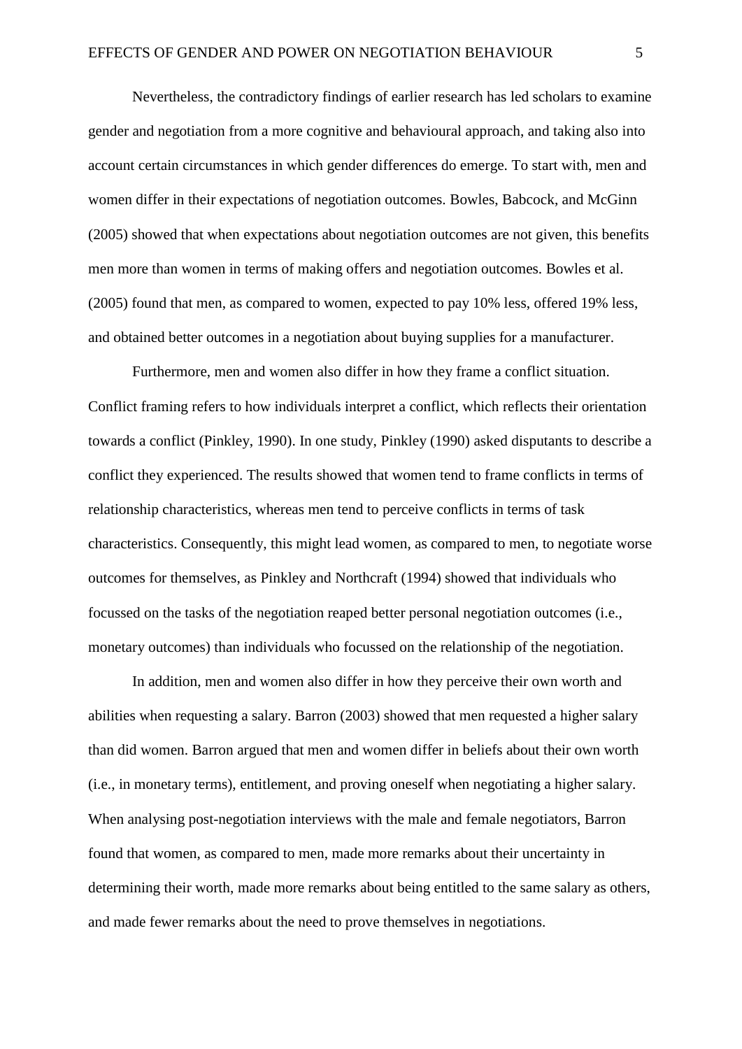Nevertheless, the contradictory findings of earlier research has led scholars to examine gender and negotiation from a more cognitive and behavioural approach, and taking also into account certain circumstances in which gender differences do emerge. To start with, men and women differ in their expectations of negotiation outcomes. Bowles, Babcock, and McGinn (2005) showed that when expectations about negotiation outcomes are not given, this benefits men more than women in terms of making offers and negotiation outcomes. Bowles et al. (2005) found that men, as compared to women, expected to pay 10% less, offered 19% less, and obtained better outcomes in a negotiation about buying supplies for a manufacturer.

Furthermore, men and women also differ in how they frame a conflict situation. Conflict framing refers to how individuals interpret a conflict, which reflects their orientation towards a conflict (Pinkley, 1990). In one study, Pinkley (1990) asked disputants to describe a conflict they experienced. The results showed that women tend to frame conflicts in terms of relationship characteristics, whereas men tend to perceive conflicts in terms of task characteristics. Consequently, this might lead women, as compared to men, to negotiate worse outcomes for themselves, as Pinkley and Northcraft (1994) showed that individuals who focussed on the tasks of the negotiation reaped better personal negotiation outcomes (i.e., monetary outcomes) than individuals who focussed on the relationship of the negotiation.

In addition, men and women also differ in how they perceive their own worth and abilities when requesting a salary. Barron (2003) showed that men requested a higher salary than did women. Barron argued that men and women differ in beliefs about their own worth (i.e., in monetary terms), entitlement, and proving oneself when negotiating a higher salary. When analysing post-negotiation interviews with the male and female negotiators, Barron found that women, as compared to men, made more remarks about their uncertainty in determining their worth, made more remarks about being entitled to the same salary as others, and made fewer remarks about the need to prove themselves in negotiations.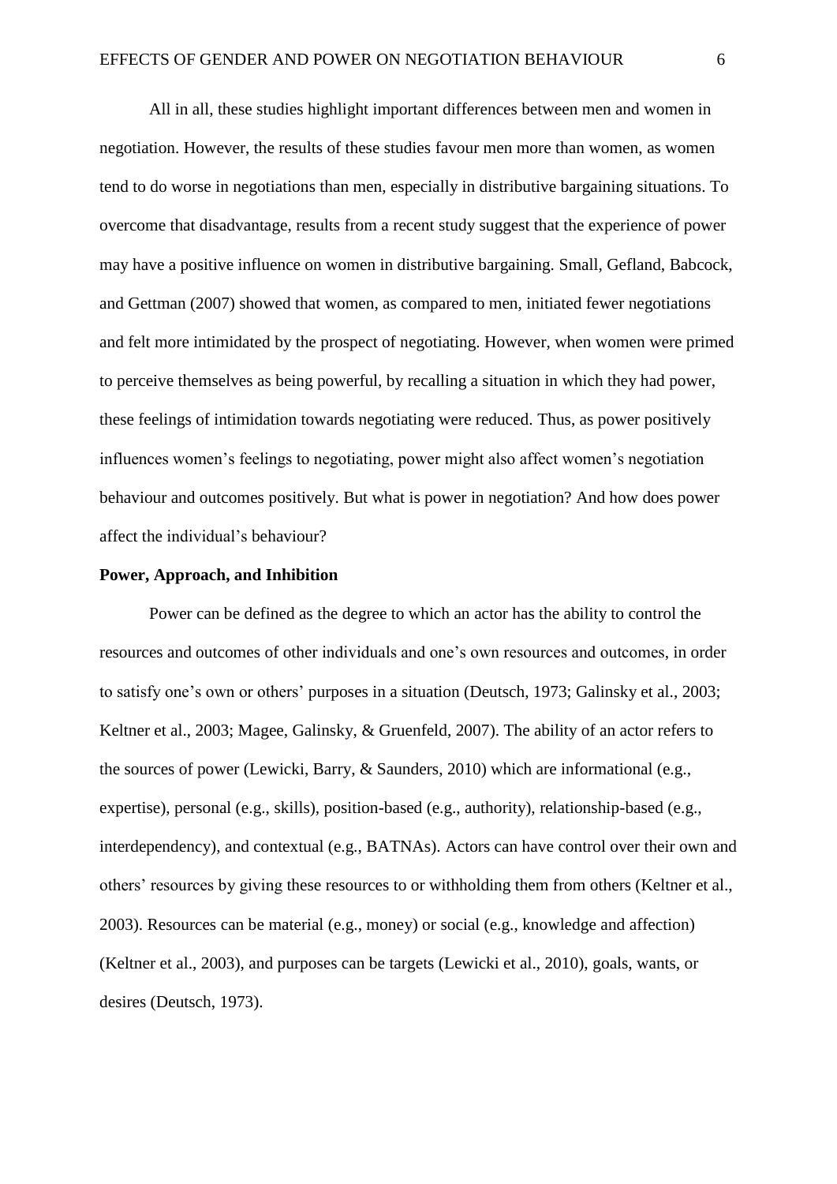All in all, these studies highlight important differences between men and women in negotiation. However, the results of these studies favour men more than women, as women tend to do worse in negotiations than men, especially in distributive bargaining situations. To overcome that disadvantage, results from a recent study suggest that the experience of power may have a positive influence on women in distributive bargaining. Small, Gefland, Babcock, and Gettman (2007) showed that women, as compared to men, initiated fewer negotiations and felt more intimidated by the prospect of negotiating. However, when women were primed to perceive themselves as being powerful, by recalling a situation in which they had power, these feelings of intimidation towards negotiating were reduced. Thus, as power positively influences women's feelings to negotiating, power might also affect women's negotiation behaviour and outcomes positively. But what is power in negotiation? And how does power affect the individual's behaviour?

**Power, Approach, and Inhibition**

Power can be defined as the degree to which an actor has the ability to control the resources and outcomes of other individuals and one's own resources and outcomes, in order to satisfy one's own or others' purposes in a situation (Deutsch, 1973; Galinsky et al., 2003; Keltner et al., 2003; Magee, Galinsky, & Gruenfeld, 2007). The ability of an actor refers to the sources of power (Lewicki, Barry, & Saunders, 2010) which are informational (e.g., expertise), personal (e.g., skills), position-based (e.g., authority), relationship-based (e.g., interdependency), and contextual (e.g., BATNAs). Actors can have control over their own and others' resources by giving these resources to or withholding them from others (Keltner et al., 2003). Resources can be material (e.g., money) or social (e.g., knowledge and affection) (Keltner et al., 2003), and purposes can be targets (Lewicki et al., 2010), goals, wants, or desires (Deutsch, 1973).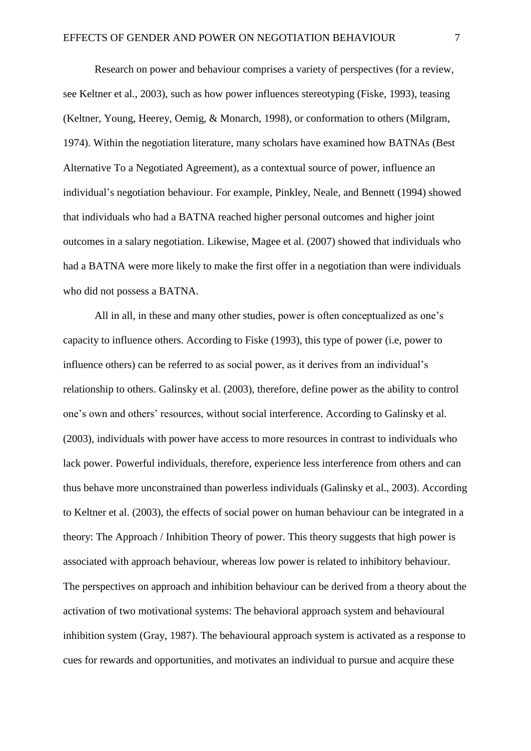Research on power and behaviour comprises a variety of perspectives (for a review, see Keltner et al., 2003), such as how power influences stereotyping (Fiske, 1993), teasing (Keltner, Young, Heerey, Oemig, & Monarch, 1998), or conformation to others (Milgram, 1974). Within the negotiation literature, many scholars have examined how BATNAs (Best Alternative To a Negotiated Agreement), as a contextual source of power, influence an individual's negotiation behaviour. For example, Pinkley, Neale, and Bennett (1994) showed that individuals who had a BATNA reached higher personal outcomes and higher joint outcomes in a salary negotiation. Likewise, Magee et al. (2007) showed that individuals who had a BATNA were more likely to make the first offer in a negotiation than were individuals who did not possess a BATNA.

All in all, in these and many other studies, power is often conceptualized as one's capacity to influence others. According to Fiske (1993), this type of power (i.e, power to influence others) can be referred to as social power, as it derives from an individual's relationship to others. Galinsky et al. (2003), therefore, define power as the ability to control one's own and others' resources, without social interference. According to Galinsky et al. (2003), individuals with power have access to more resources in contrast to individuals who lack power. Powerful individuals, therefore, experience less interference from others and can thus behave more unconstrained than powerless individuals (Galinsky et al., 2003). According to Keltner et al. (2003), the effects of social power on human behaviour can be integrated in a theory: The Approach / Inhibition Theory of power. This theory suggests that high power is associated with approach behaviour, whereas low power is related to inhibitory behaviour. The perspectives on approach and inhibition behaviour can be derived from a theory about the activation of two motivational systems: The behavioral approach system and behavioural inhibition system (Gray, 1987). The behavioural approach system is activated as a response to cues for rewards and opportunities, and motivates an individual to pursue and acquire these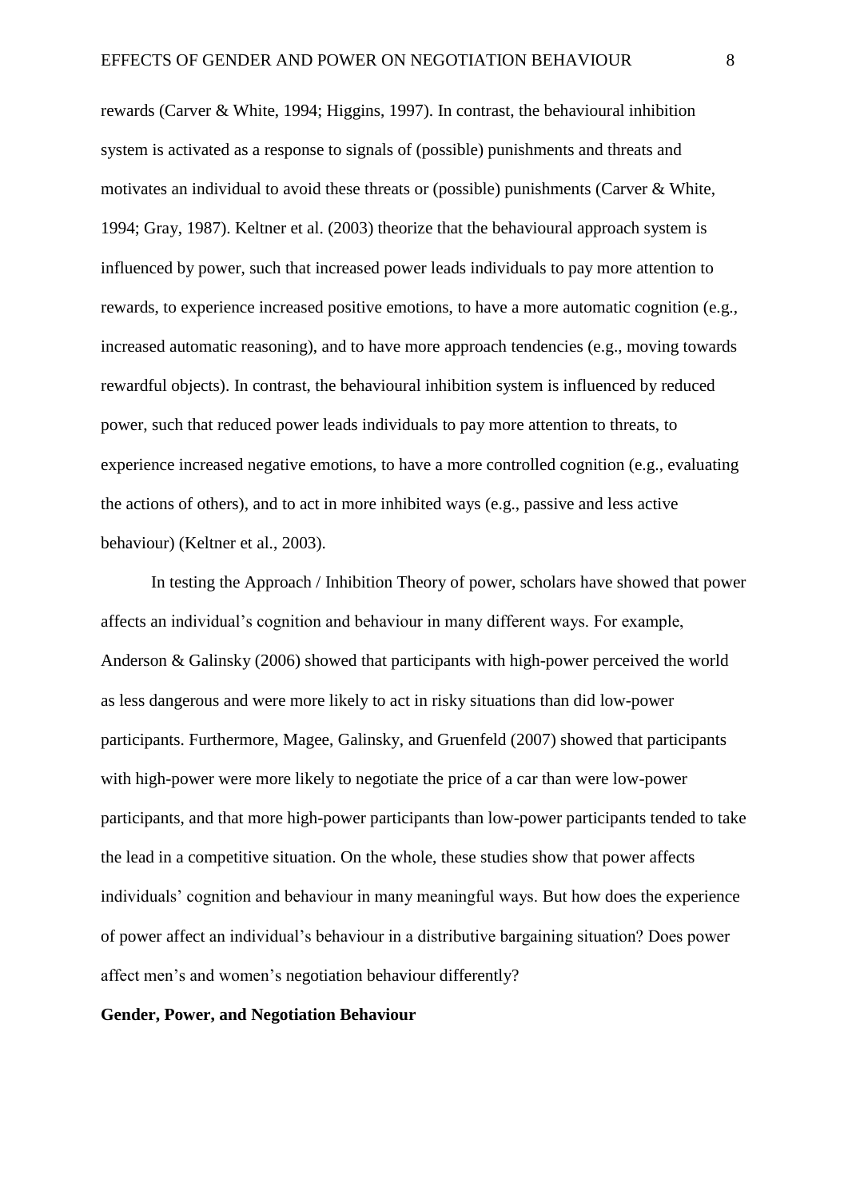rewards (Carver & White, 1994; Higgins, 1997). In contrast, the behavioural inhibition system is activated as a response to signals of (possible) punishments and threats and motivates an individual to avoid these threats or (possible) punishments (Carver & White, 1994; Gray, 1987). Keltner et al. (2003) theorize that the behavioural approach system is influenced by power, such that increased power leads individuals to pay more attention to rewards, to experience increased positive emotions, to have a more automatic cognition (e.g., increased automatic reasoning), and to have more approach tendencies (e.g., moving towards rewardful objects). In contrast, the behavioural inhibition system is influenced by reduced power, such that reduced power leads individuals to pay more attention to threats, to experience increased negative emotions, to have a more controlled cognition (e.g., evaluating the actions of others), and to act in more inhibited ways (e.g., passive and less active behaviour) (Keltner et al., 2003).

In testing the Approach / Inhibition Theory of power, scholars have showed that power affects an individual's cognition and behaviour in many different ways. For example, Anderson & Galinsky (2006) showed that participants with high-power perceived the world as less dangerous and were more likely to act in risky situations than did low-power participants. Furthermore, Magee, Galinsky, and Gruenfeld (2007) showed that participants with high-power were more likely to negotiate the price of a car than were low-power participants, and that more high-power participants than low-power participants tended to take the lead in a competitive situation. On the whole, these studies show that power affects individuals' cognition and behaviour in many meaningful ways. But how does the experience of power affect an individual's behaviour in a distributive bargaining situation? Does power affect men's and women's negotiation behaviour differently?

**Gender, Power, and Negotiation Behaviour**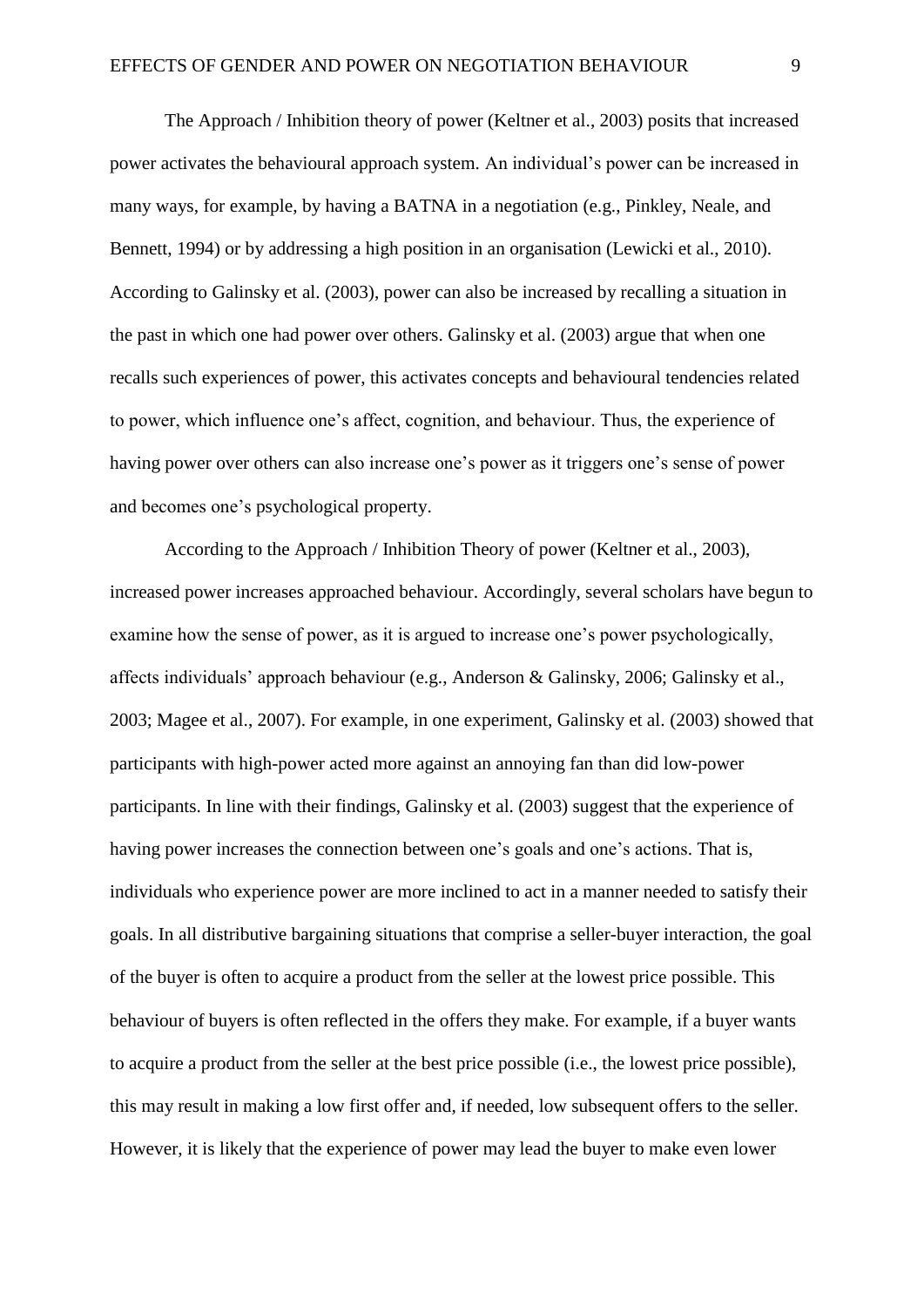The Approach / Inhibition theory of power (Keltner et al., 2003) posits that increased power activates the behavioural approach system. An individual's power can be increased in many ways, for example, by having a BATNA in a negotiation (e.g., Pinkley, Neale, and Bennett, 1994) or by addressing a high position in an organisation (Lewicki et al., 2010). According to Galinsky et al. (2003), power can also be increased by recalling a situation in the past in which one had power over others. Galinsky et al. (2003) argue that when one recalls such experiences of power, this activates concepts and behavioural tendencies related to power, which influence one's affect, cognition, and behaviour. Thus, the experience of having power over others can also increase one's power as it triggers one's sense of power and becomes one's psychological property.

According to the Approach / Inhibition Theory of power (Keltner et al., 2003), increased power increases approached behaviour. Accordingly, several scholars have begun to examine how the sense of power, as it is argued to increase one's power psychologically, affects individuals' approach behaviour (e.g., Anderson & Galinsky, 2006; Galinsky et al., 2003; Magee et al., 2007). For example, in one experiment, Galinsky et al. (2003) showed that participants with high-power acted more against an annoying fan than did low-power participants. In line with their findings, Galinsky et al. (2003) suggest that the experience of having power increases the connection between one's goals and one's actions. That is, individuals who experience power are more inclined to act in a manner needed to satisfy their goals. In all distributive bargaining situations that comprise a seller-buyer interaction, the goal of the buyer is often to acquire a product from the seller at the lowest price possible. This behaviour of buyers is often reflected in the offers they make. For example, if a buyer wants to acquire a product from the seller at the best price possible (i.e., the lowest price possible), this may result in making a low first offer and, if needed, low subsequent offers to the seller. However, it is likely that the experience of power may lead the buyer to make even lower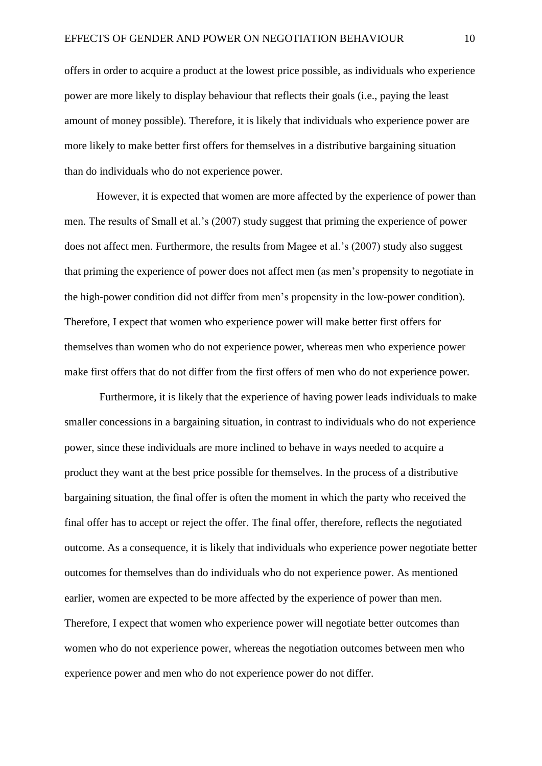offers in order to acquire a product at the lowest price possible, as individuals who experience power are more likely to display behaviour that reflects their goals (i.e., paying the least amount of money possible). Therefore, it is likely that individuals who experience power are more likely to make better first offers for themselves in a distributive bargaining situation than do individuals who do not experience power.

However, it is expected that women are more affected by the experience of power than men. The results of Small et al.'s (2007) study suggest that priming the experience of power does not affect men. Furthermore, the results from Magee et al.'s (2007) study also suggest that priming the experience of power does not affect men (as men's propensity to negotiate in the high-power condition did not differ from men's propensity in the low-power condition). Therefore, I expect that women who experience power will make better first offers for themselves than women who do not experience power, whereas men who experience power make first offers that do not differ from the first offers of men who do not experience power.

Furthermore, it is likely that the experience of having power leads individuals to make smaller concessions in a bargaining situation, in contrast to individuals who do not experience power, since these individuals are more inclined to behave in ways needed to acquire a product they want at the best price possible for themselves. In the process of a distributive bargaining situation, the final offer is often the moment in which the party who received the final offer has to accept or reject the offer. The final offer, therefore, reflects the negotiated outcome. As a consequence, it is likely that individuals who experience power negotiate better outcomes for themselves than do individuals who do not experience power. As mentioned earlier, women are expected to be more affected by the experience of power than men. Therefore, I expect that women who experience power will negotiate better outcomes than women who do not experience power, whereas the negotiation outcomes between men who experience power and men who do not experience power do not differ.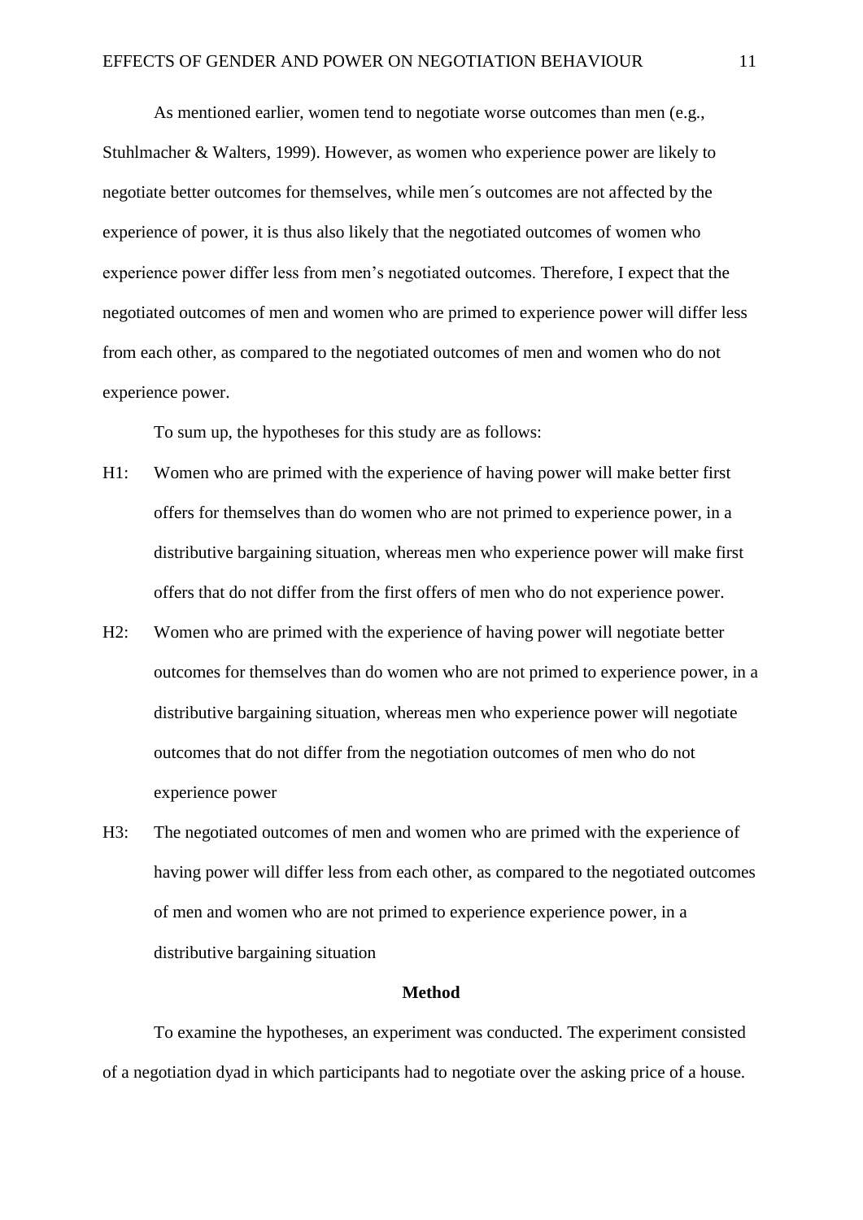As mentioned earlier, women tend to negotiate worse outcomes than men (e.g., Stuhlmacher & Walters, 1999). However, as women who experience power are likely to negotiate better outcomes for themselves, while men´s outcomes are not affected by the experience of power, it is thus also likely that the negotiated outcomes of women who experience power differ less from men's negotiated outcomes. Therefore, I expect that the negotiated outcomes of men and women who are primed to experience power will differ less from each other, as compared to the negotiated outcomes of men and women who do not experience power.

To sum up, the hypotheses for this study are as follows:

H1: Women who are primed with the experience of having power will make better first offers for themselves than do women who are not primed to experience power, in a distributive bargaining situation, whereas men who experience power will make first offers that do not differ from the first offers of men who do not experience power.

H2: Women who are primed with the experience of having power will negotiate better outcomes for themselves than do women who are not primed to experience power, in a distributive bargaining situation, whereas men who experience power will negotiate outcomes that do not differ from the negotiation outcomes of men who do not experience power

H3: The negotiated outcomes of men and women who are primed with the experience of having power will differ less from each other, as compared to the negotiated outcomes of men and women who are not primed to experience experience power, in a distributive bargaining situation

## Method

To examine the hypotheses, an experiment was conducted. The experiment consisted of a negotiation dyad in which participants had to negotiate over the asking price of a house.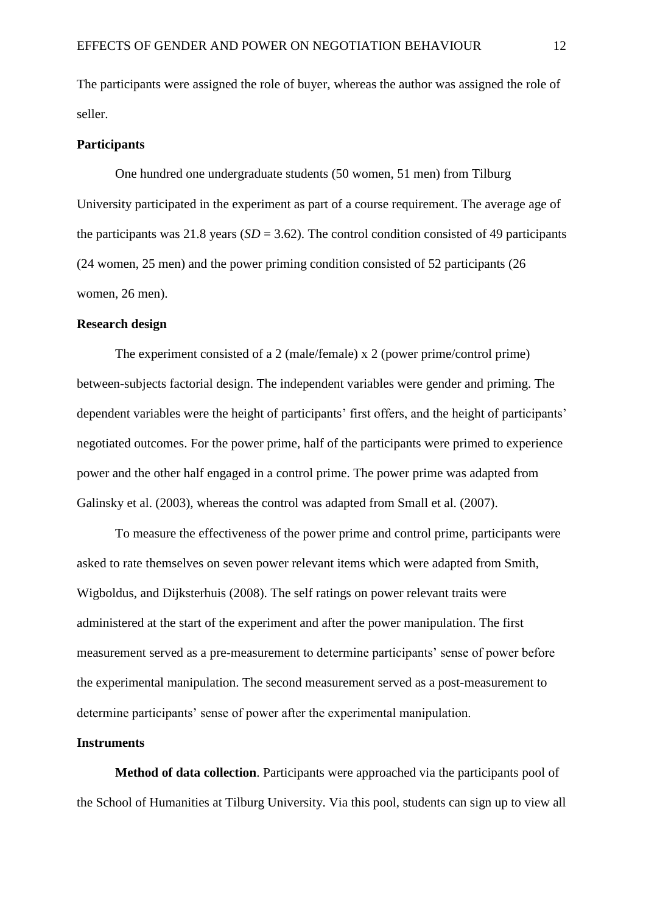The participants were assigned the role of buyer, whereas the author was assigned the role of seller.

### Participants

One hundred one undergraduate students (50 women, 51 men) from Tilburg University participated in the experiment as part of a course requirement. The average age of the participants was 21.8 years (*SD* = 3.62). The control condition consisted of 49 participants (24 women, 25 men) and the power priming condition consisted of 52 participants (26 women, 26 men).

### Research design

The experiment consisted of a 2 (male/female) x 2 (power prime/control prime) between-subjects factorial design. The independent variables were gender and priming. The dependent variables were the height of participants' first offers, and the height of participants' negotiated outcomes. For the power prime, half of the participants were primed to experience power and the other half engaged in a control prime. The power prime was adapted from Galinsky et al. (2003), whereas the control was adapted from Small et al. (2007).

To measure the effectiveness of the power prime and control prime, participants were asked to rate themselves on seven power relevant items which were adapted from Smith, Wigboldus, and Dijksterhuis (2008). The self ratings on power relevant traits were administered at the start of the experiment and after the power manipulation. The first measurement served as a pre-measurement to determine participants' sense of power before the experimental manipulation. The second measurement served as a post-measurement to determine participants' sense of power after the experimental manipulation.

### Instruments

**Method of data collection**. Participants were approached via the participants pool of the School of Humanities at Tilburg University. Via this pool, students can sign up to view all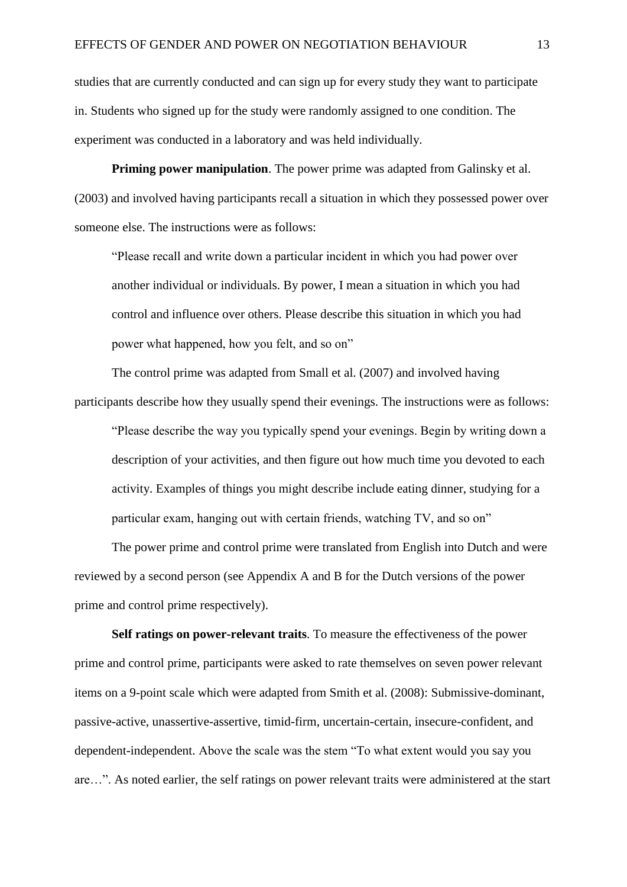studies that are currently conducted and can sign up for every study they want to participate in. Students who signed up for the study were randomly assigned to one condition. The experiment was conducted in a laboratory and was held individually.

**Priming power manipulation**. The power prime was adapted from Galinsky et al. (2003) and involved having participants recall a situation in which they possessed power over someone else. The instructions were as follows:

> "Please recall and write down a particular incident in which you had power over another individual or individuals. By power, I mean a situation in which you had control and influence over others. Please describe this situation in which you had power what happened, how you felt, and so on"

The control prime was adapted from Small et al. (2007) and involved having participants describe how they usually spend their evenings. The instructions were as follows:

> "Please describe the way you typically spend your evenings. Begin by writing down a description of your activities, and then figure out how much time you devoted to each activity. Examples of things you might describe include eating dinner, studying for a particular exam, hanging out with certain friends, watching TV, and so on"

The power prime and control prime were translated from English into Dutch and were reviewed by a second person (see Appendix A and B for the Dutch versions of the power prime and control prime respectively).

**Self ratings on power-relevant traits**. To measure the effectiveness of the power prime and control prime, participants were asked to rate themselves on seven power relevant items on a 9-point scale which were adapted from Smith et al. (2008): Submissive-dominant, passive-active, unassertive-assertive, timid-firm, uncertain-certain, insecure-confident, and dependent-independent. Above the scale was the stem "To what extent would you say you are…". As noted earlier, the self ratings on power relevant traits were administered at the start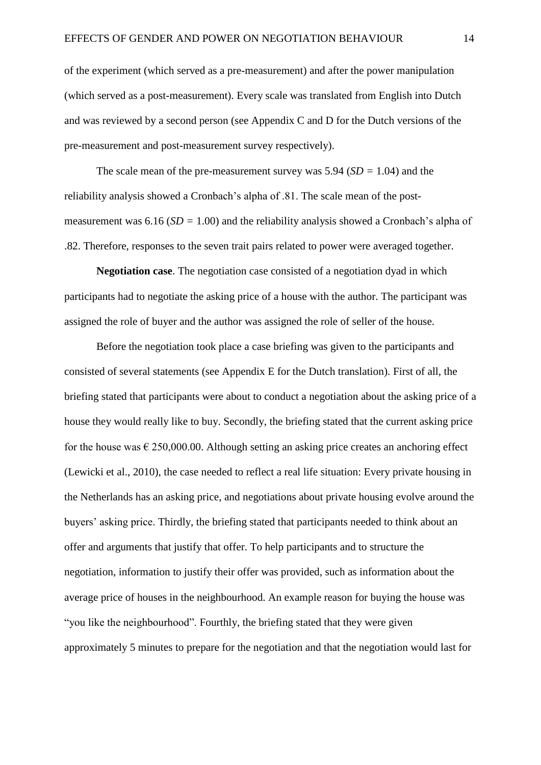of the experiment (which served as a pre-measurement) and after the power manipulation (which served as a post-measurement). Every scale was translated from English into Dutch and was reviewed by a second person (see Appendix C and D for the Dutch versions of the pre-measurement and post-measurement survey respectively).

The scale mean of the pre-measurement survey was 5.94 (*SD* = 1.04) and the reliability analysis showed a Cronbach's alpha of .81. The scale mean of the post-measurement was 6.16 (*SD* = 1.00) and the reliability analysis showed a Cronbach's alpha of .82. Therefore, responses to the seven trait pairs related to power were averaged together.

**Negotiation case**. The negotiation case consisted of a negotiation dyad in which participants had to negotiate the asking price of a house with the author. The participant was assigned the role of buyer and the author was assigned the role of seller of the house.

Before the negotiation took place a case briefing was given to the participants and consisted of several statements (see Appendix E for the Dutch translation). First of all, the briefing stated that participants were about to conduct a negotiation about the asking price of a house they would really like to buy. Secondly, the briefing stated that the current asking price for the house was € 250,000.00. Although setting an asking price creates an anchoring effect (Lewicki et al., 2010), the case needed to reflect a real life situation: Every private housing in the Netherlands has an asking price, and negotiations about private housing evolve around the buyers' asking price. Thirdly, the briefing stated that participants needed to think about an offer and arguments that justify that offer. To help participants and to structure the negotiation, information to justify their offer was provided, such as information about the average price of houses in the neighbourhood. An example reason for buying the house was "you like the neighbourhood". Fourthly, the briefing stated that they were given approximately 5 minutes to prepare for the negotiation and that the negotiation would last for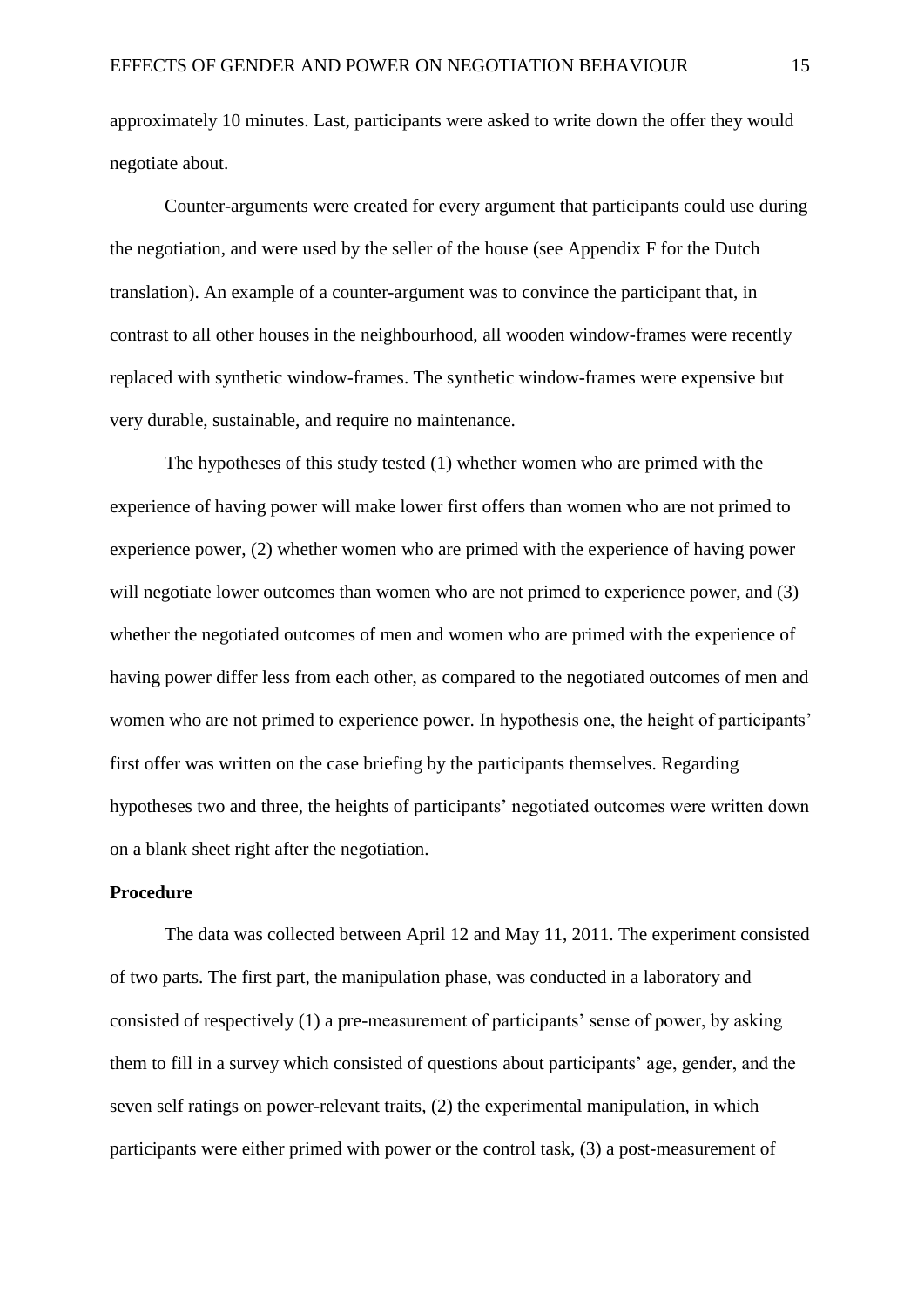approximately 10 minutes. Last, participants were asked to write down the offer they would negotiate about.

Counter-arguments were created for every argument that participants could use during the negotiation, and were used by the seller of the house (see Appendix F for the Dutch translation). An example of a counter-argument was to convince the participant that, in contrast to all other houses in the neighbourhood, all wooden window-frames were recently replaced with synthetic window-frames. The synthetic window-frames were expensive but very durable, sustainable, and require no maintenance.

The hypotheses of this study tested (1) whether women who are primed with the experience of having power will make lower first offers than women who are not primed to experience power, (2) whether women who are primed with the experience of having power will negotiate lower outcomes than women who are not primed to experience power, and (3) whether the negotiated outcomes of men and women who are primed with the experience of having power differ less from each other, as compared to the negotiated outcomes of men and women who are not primed to experience power. In hypothesis one, the height of participants' first offer was written on the case briefing by the participants themselves. Regarding hypotheses two and three, the heights of participants' negotiated outcomes were written down on a blank sheet right after the negotiation.

**Procedure**

The data was collected between April 12 and May 11, 2011. The experiment consisted of two parts. The first part, the manipulation phase, was conducted in a laboratory and consisted of respectively (1) a pre-measurement of participants' sense of power, by asking them to fill in a survey which consisted of questions about participants' age, gender, and the seven self ratings on power-relevant traits, (2) the experimental manipulation, in which participants were either primed with power or the control task, (3) a post-measurement of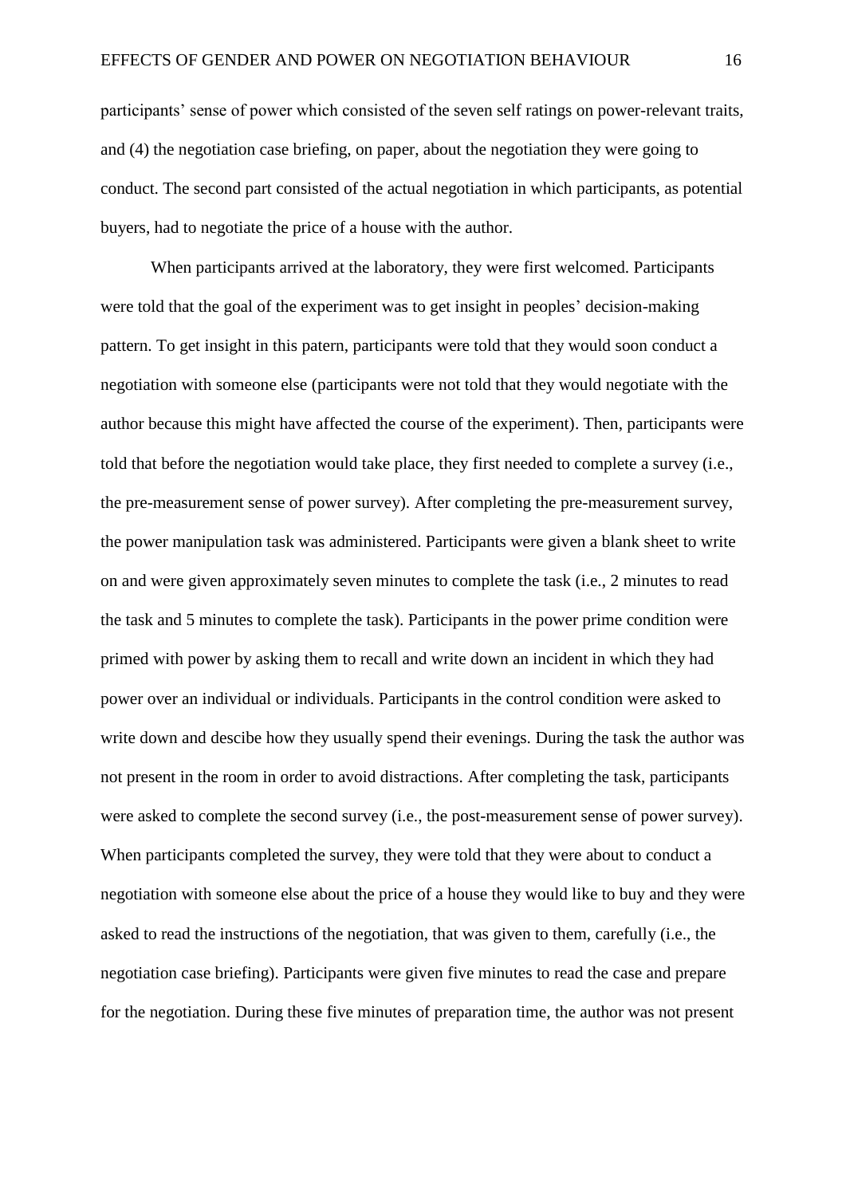participants' sense of power which consisted of the seven self ratings on power-relevant traits, and (4) the negotiation case briefing, on paper, about the negotiation they were going to conduct. The second part consisted of the actual negotiation in which participants, as potential buyers, had to negotiate the price of a house with the author.

When participants arrived at the laboratory, they were first welcomed. Participants were told that the goal of the experiment was to get insight in peoples' decision-making pattern. To get insight in this patern, participants were told that they would soon conduct a negotiation with someone else (participants were not told that they would negotiate with the author because this might have affected the course of the experiment). Then, participants were told that before the negotiation would take place, they first needed to complete a survey (i.e., the pre-measurement sense of power survey). After completing the pre-measurement survey, the power manipulation task was administered. Participants were given a blank sheet to write on and were given approximately seven minutes to complete the task (i.e., 2 minutes to read the task and 5 minutes to complete the task). Participants in the power prime condition were primed with power by asking them to recall and write down an incident in which they had power over an individual or individuals. Participants in the control condition were asked to write down and descibe how they usually spend their evenings. During the task the author was not present in the room in order to avoid distractions. After completing the task, participants were asked to complete the second survey (i.e., the post-measurement sense of power survey). When participants completed the survey, they were told that they were about to conduct a negotiation with someone else about the price of a house they would like to buy and they were asked to read the instructions of the negotiation, that was given to them, carefully (i.e., the negotiation case briefing). Participants were given five minutes to read the case and prepare for the negotiation. During these five minutes of preparation time, the author was not present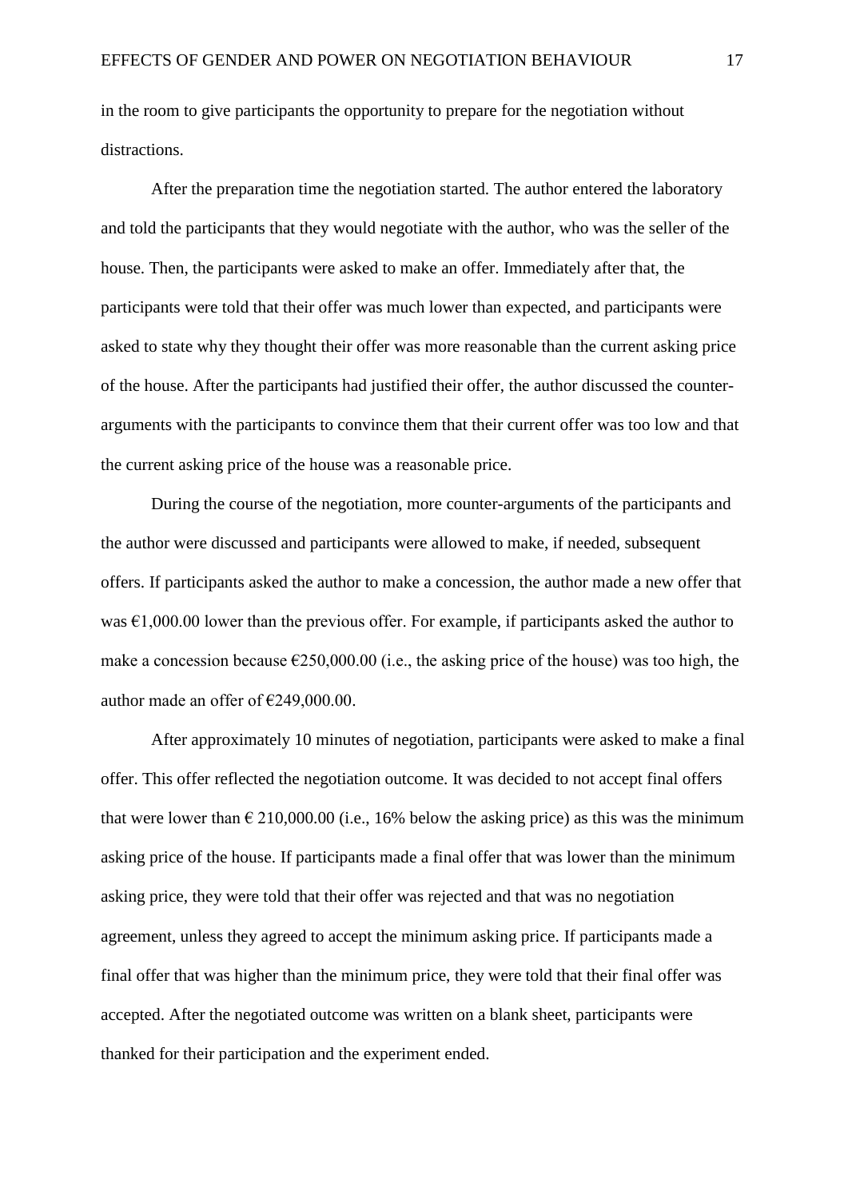in the room to give participants the opportunity to prepare for the negotiation without distractions.

After the preparation time the negotiation started. The author entered the laboratory and told the participants that they would negotiate with the author, who was the seller of the house. Then, the participants were asked to make an offer. Immediately after that, the participants were told that their offer was much lower than expected, and participants were asked to state why they thought their offer was more reasonable than the current asking price of the house. After the participants had justified their offer, the author discussed the counter-arguments with the participants to convince them that their current offer was too low and that the current asking price of the house was a reasonable price.

During the course of the negotiation, more counter-arguments of the participants and the author were discussed and participants were allowed to make, if needed, subsequent offers. If participants asked the author to make a concession, the author made a new offer that was €1,000.00 lower than the previous offer. For example, if participants asked the author to make a concession because €250,000.00 (i.e., the asking price of the house) was too high, the author made an offer of €249,000.00.

After approximately 10 minutes of negotiation, participants were asked to make a final offer. This offer reflected the negotiation outcome. It was decided to not accept final offers that were lower than € 210,000.00 (i.e., 16% below the asking price) as this was the minimum asking price of the house. If participants made a final offer that was lower than the minimum asking price, they were told that their offer was rejected and that was no negotiation agreement, unless they agreed to accept the minimum asking price. If participants made a final offer that was higher than the minimum price, they were told that their final offer was accepted. After the negotiated outcome was written on a blank sheet, participants were thanked for their participation and the experiment ended.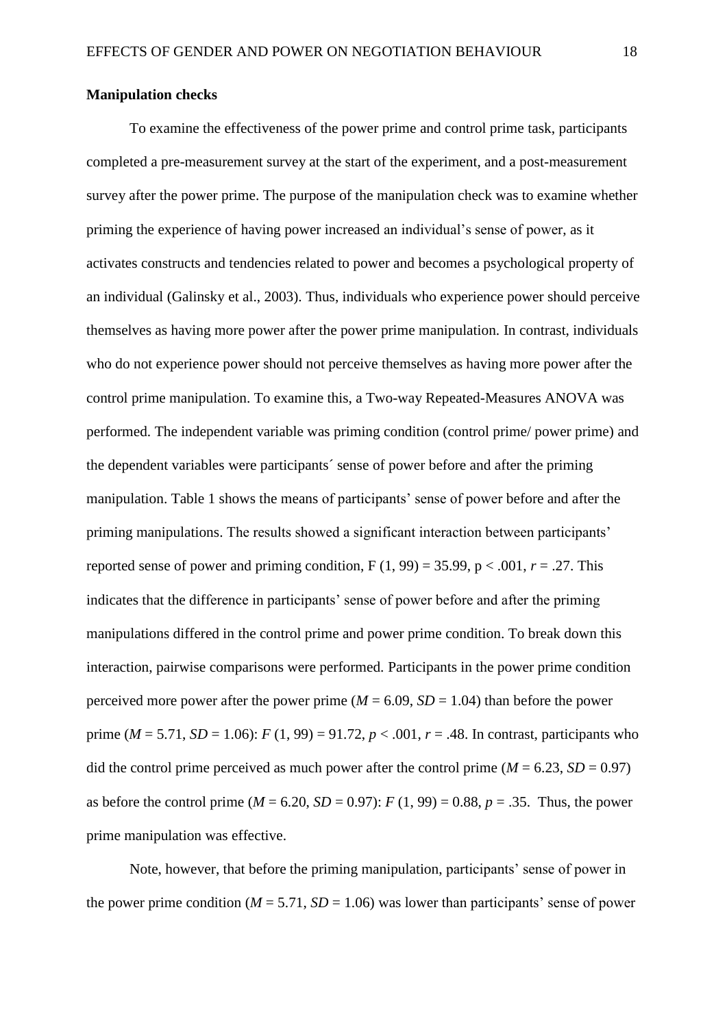**Manipulation checks**

To examine the effectiveness of the power prime and control prime task, participants completed a pre-measurement survey at the start of the experiment, and a post-measurement survey after the power prime. The purpose of the manipulation check was to examine whether priming the experience of having power increased an individual's sense of power, as it activates constructs and tendencies related to power and becomes a psychological property of an individual (Galinsky et al., 2003). Thus, individuals who experience power should perceive themselves as having more power after the power prime manipulation. In contrast, individuals who do not experience power should not perceive themselves as having more power after the control prime manipulation. To examine this, a Two-way Repeated-Measures ANOVA was performed. The independent variable was priming condition (control prime/ power prime) and the dependent variables were participants´ sense of power before and after the priming manipulation. Table 1 shows the means of participants' sense of power before and after the priming manipulations. The results showed a significant interaction between participants' reported sense of power and priming condition, $F(1, 99) = 35.99$, $p < .001$, $r = .27$. This indicates that the difference in participants' sense of power before and after the priming manipulations differed in the control prime and power prime condition. To break down this interaction, pairwise comparisons were performed. Participants in the power prime condition perceived more power after the power prime ($M = 6.09$, $SD = 1.04$) than before the power prime ($M = 5.71$, $SD = 1.06$): $F(1, 99) = 91.72$, $p < .001$, $r = .48$. In contrast, participants who did the control prime perceived as much power after the control prime ($M = 6.23$, $SD = 0.97$) as before the control prime ($M = 6.20$, $SD = 0.97$): $F(1, 99) = 0.88$, $p = .35$. Thus, the power prime manipulation was effective.

Note, however, that before the priming manipulation, participants' sense of power in the power prime condition ($M = 5.71$, $SD = 1.06$) was lower than participants' sense of power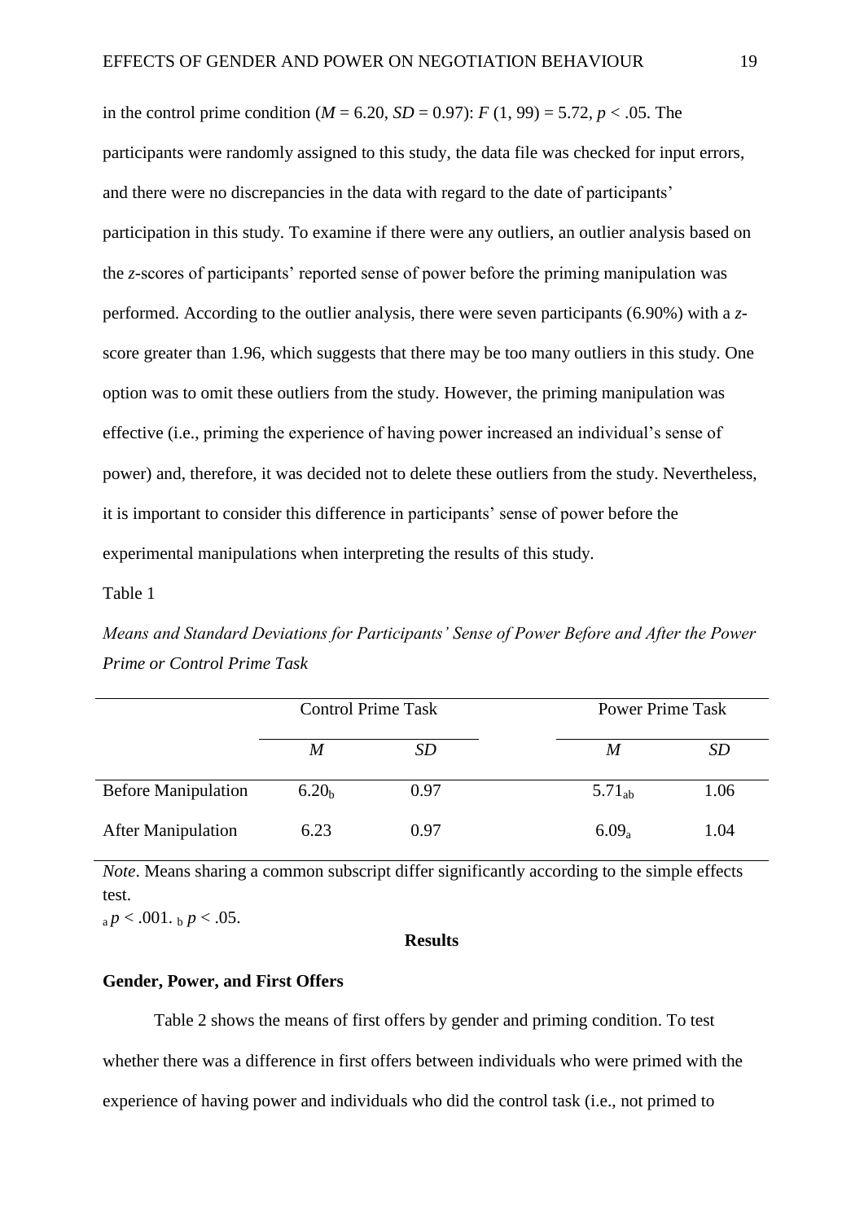in the control prime condition ($M$ = 6.20, $SD$ = 0.97): $F$ (1, 99) = 5.72, $p$ < .05. The participants were randomly assigned to this study, the data file was checked for input errors, and there were no discrepancies in the data with regard to the date of participants' participation in this study. To examine if there were any outliers, an outlier analysis based on the $z$-scores of participants' reported sense of power before the priming manipulation was performed. According to the outlier analysis, there were seven participants (6.90%) with a $z$-score greater than 1.96, which suggests that there may be too many outliers in this study. One option was to omit these outliers from the study. However, the priming manipulation was effective (i.e., priming the experience of having power increased an individual's sense of power) and, therefore, it was decided not to delete these outliers from the study. Nevertheless, it is important to consider this difference in participants' sense of power before the experimental manipulations when interpreting the results of this study.

Table 1

*Means and Standard Deviations for Participants' Sense of Power Before and After the Power Prime or Control Prime Task*

| | Control Prime Task | | Power Prime Task | |
|---|---|---|---|---|
| | $M$ | $SD$ | $M$ | $SD$ |
| Before Manipulation | $6.20_{b}$ | 0.97 | $5.71_{ab}$ | 1.06 |
| After Manipulation | 6.23 | 0.97 | $6.09_{a}$ | 1.04 |

*Note*. Means sharing a common subscript differ significantly according to the simple effects test.
$_{a}\,p < .001$. $_{b}\,p < .05$.

## Results

### Gender, Power, and First Offers

Table 2 shows the means of first offers by gender and priming condition. To test whether there was a difference in first offers between individuals who were primed with the experience of having power and individuals who did the control task (i.e., not primed to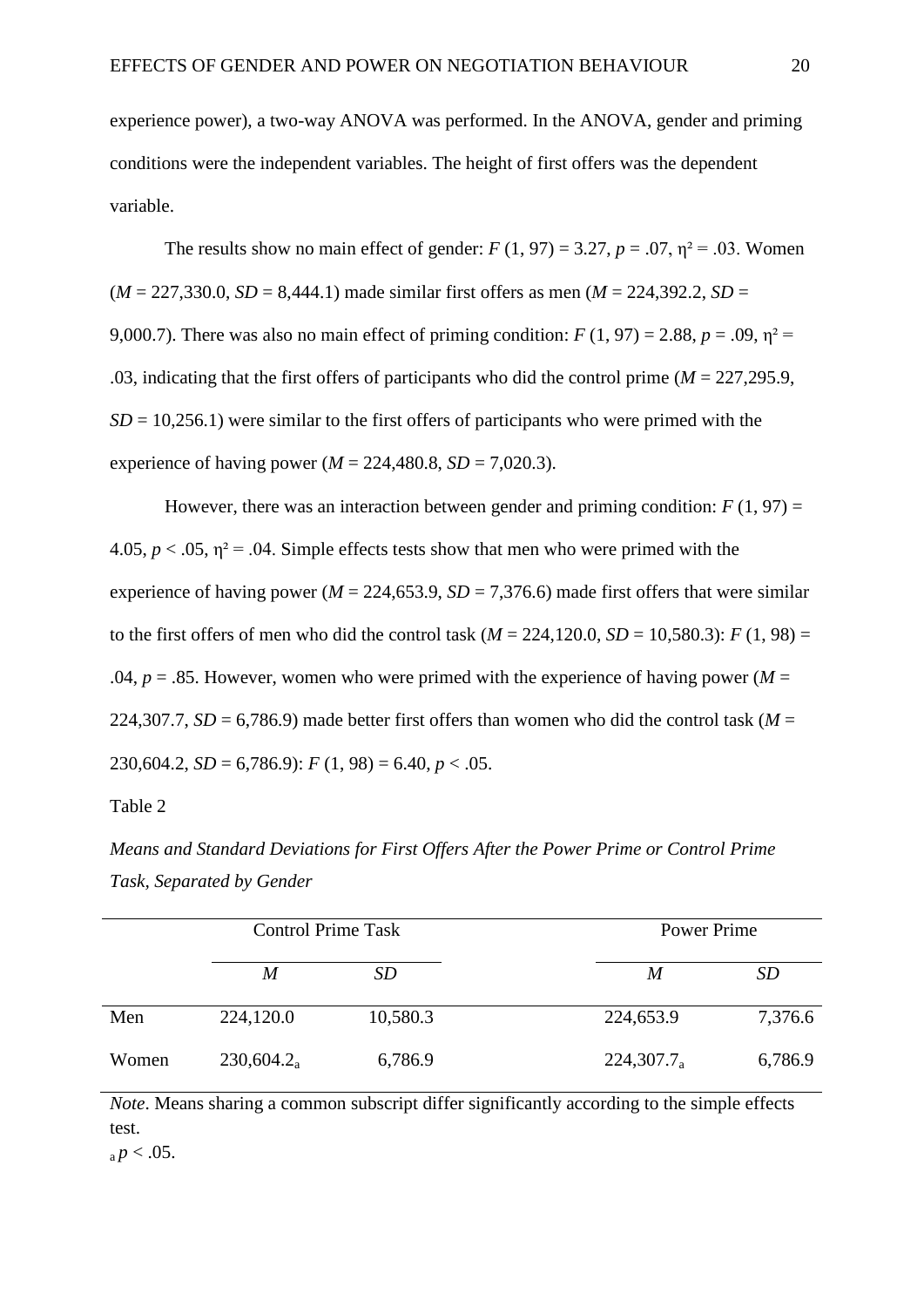experience power), a two-way ANOVA was performed. In the ANOVA, gender and priming conditions were the independent variables. The height of first offers was the dependent variable.

The results show no main effect of gender: $F$ (1, 97) = 3.27, $p$ = .07, $\eta^2$ = .03. Women ($M$ = 227,330.0, $SD$ = 8,444.1) made similar first offers as men ($M$ = 224,392.2, $SD$ = 9,000.7). There was also no main effect of priming condition: $F$ (1, 97) = 2.88, $p$ = .09, $\eta^2$ = .03, indicating that the first offers of participants who did the control prime ($M$ = 227,295.9, $SD$ = 10,256.1) were similar to the first offers of participants who were primed with the experience of having power ($M$ = 224,480.8, $SD$ = 7,020.3).

However, there was an interaction between gender and priming condition: $F$ (1, 97) = 4.05, $p$ < .05, $\eta^2$ = .04. Simple effects tests show that men who were primed with the experience of having power ($M$ = 224,653.9, $SD$ = 7,376.6) made first offers that were similar to the first offers of men who did the control task ($M$ = 224,120.0, $SD$ = 10,580.3): $F$ (1, 98) = .04, $p$ = .85. However, women who were primed with the experience of having power ($M$ = 224,307.7, $SD$ = 6,786.9) made better first offers than women who did the control task ($M$ = 230,604.2, $SD$ = 6,786.9): $F$ (1, 98) = 6.40, $p$ < .05.

Table 2

*Means and Standard Deviations for First Offers After the Power Prime or Control Prime Task, Separated by Gender*

| | Control Prime Task | | Power Prime | |
|---|---|---|---|---|
| | $M$ | $SD$ | $M$ | $SD$ |
| Men | 224,120.0 | 10,580.3 | 224,653.9 | 7,376.6 |
| Women | $230{,}604.2_a$ | 6,786.9 | $224{,}307.7_a$ | 6,786.9 |

*Note*. Means sharing a common subscript differ significantly according to the simple effects test.
$_a$ $p$ < .05.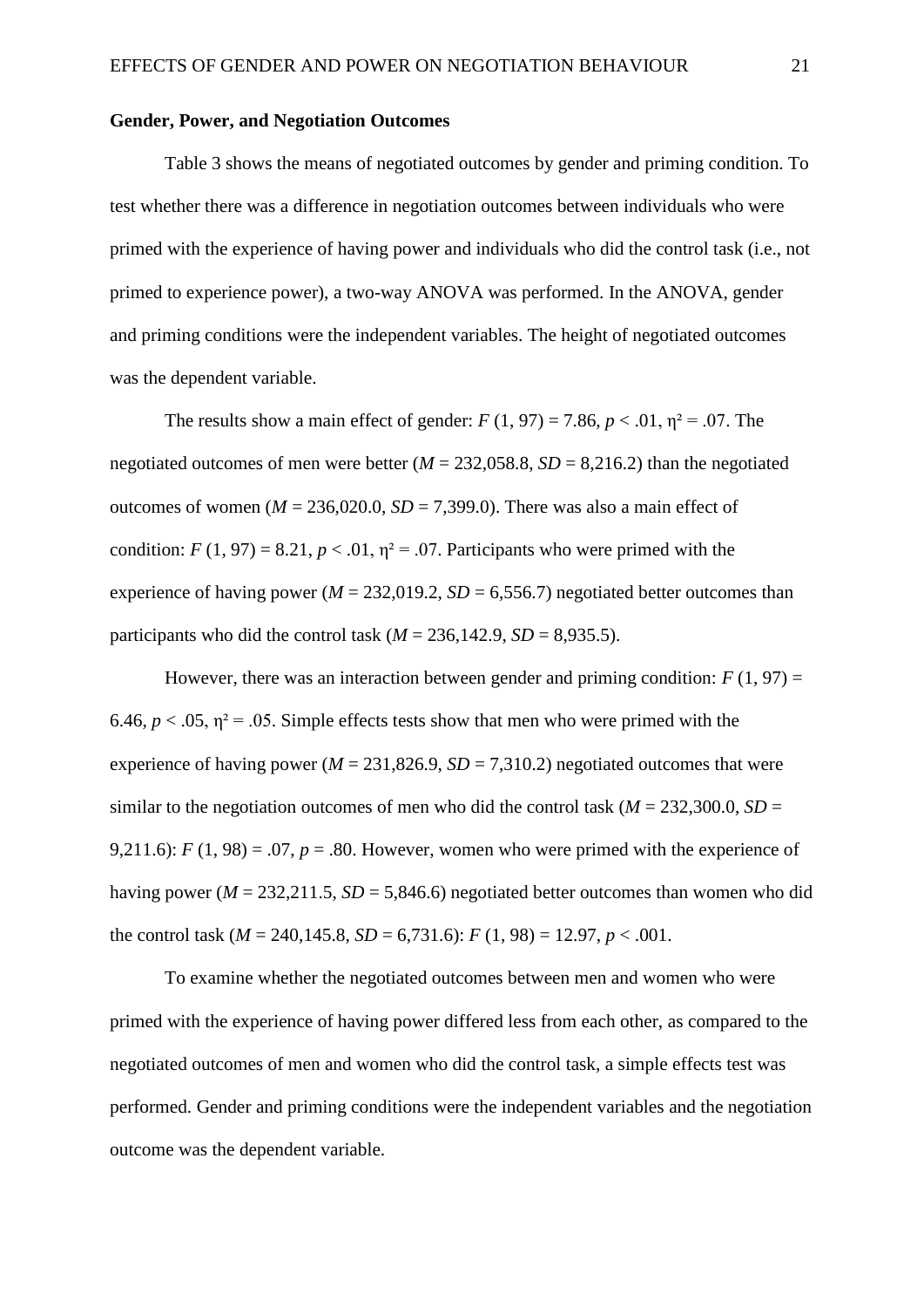**Gender, Power, and Negotiation Outcomes**

Table 3 shows the means of negotiated outcomes by gender and priming condition. To test whether there was a difference in negotiation outcomes between individuals who were primed with the experience of having power and individuals who did the control task (i.e., not primed to experience power), a two-way ANOVA was performed. In the ANOVA, gender and priming conditions were the independent variables. The height of negotiated outcomes was the dependent variable.

The results show a main effect of gender: $F$ (1, 97) = 7.86, $p < .01$, $\eta^2 = .07$. The negotiated outcomes of men were better ($M$ = 232,058.8, $SD$ = 8,216.2) than the negotiated outcomes of women ($M$ = 236,020.0, $SD$ = 7,399.0). There was also a main effect of condition: $F$ (1, 97) = 8.21, $p < .01$, $\eta^2 = .07$. Participants who were primed with the experience of having power ($M$ = 232,019.2, $SD$ = 6,556.7) negotiated better outcomes than participants who did the control task ($M$ = 236,142.9, $SD$ = 8,935.5).

However, there was an interaction between gender and priming condition: $F$ (1, 97) = 6.46, $p < .05$, $\eta^2 = .05$. Simple effects tests show that men who were primed with the experience of having power ($M$ = 231,826.9, $SD$ = 7,310.2) negotiated outcomes that were similar to the negotiation outcomes of men who did the control task ($M$ = 232,300.0, $SD$ = 9,211.6): $F$ (1, 98) = .07, $p$ = .80. However, women who were primed with the experience of having power ($M$ = 232,211.5, $SD$ = 5,846.6) negotiated better outcomes than women who did the control task ($M$ = 240,145.8, $SD$ = 6,731.6): $F$ (1, 98) = 12.97, $p < .001$.

To examine whether the negotiated outcomes between men and women who were primed with the experience of having power differed less from each other, as compared to the negotiated outcomes of men and women who did the control task, a simple effects test was performed. Gender and priming conditions were the independent variables and the negotiation outcome was the dependent variable.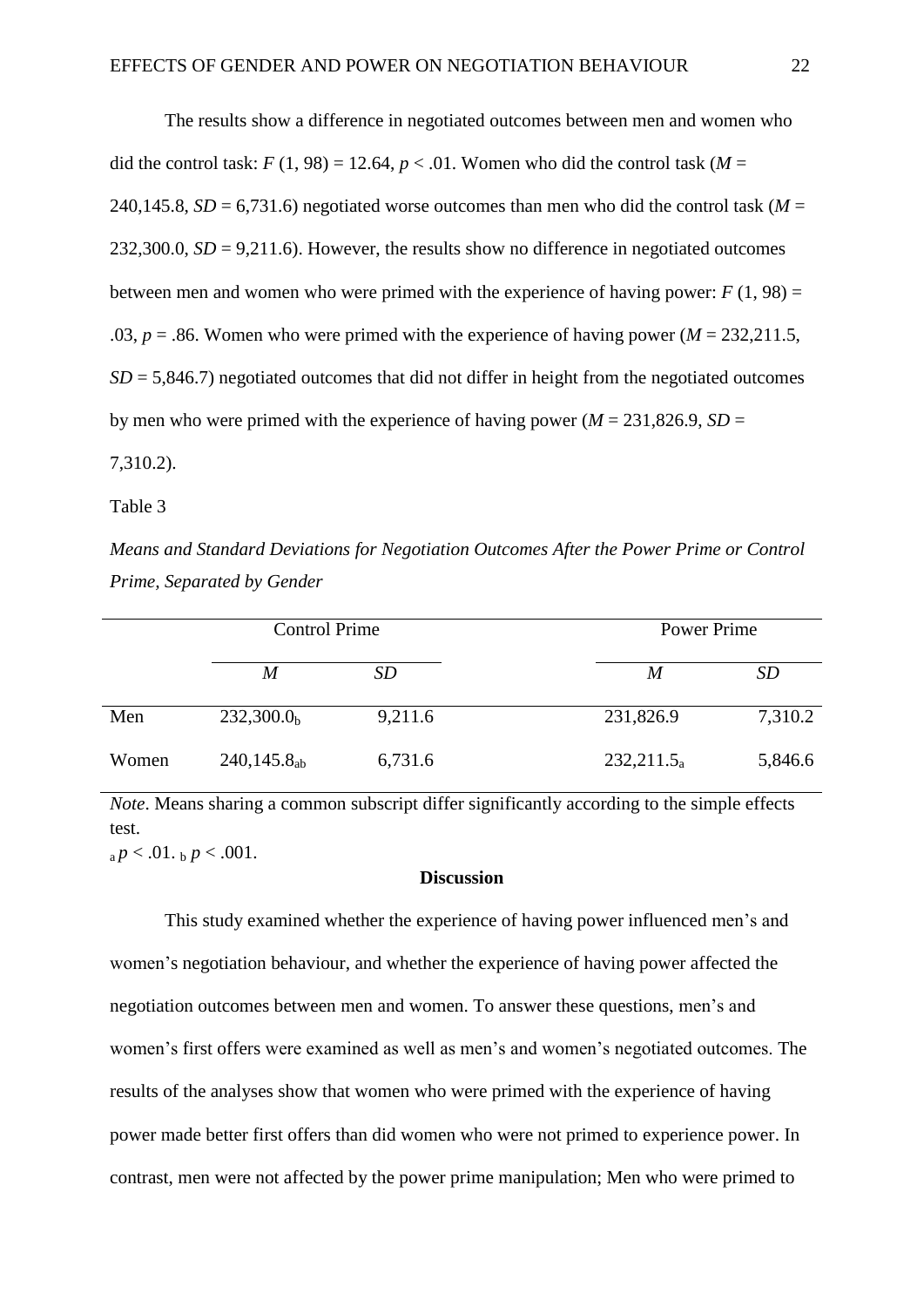The results show a difference in negotiated outcomes between men and women who did the control task: $F(1, 98) = 12.64$, $p < .01$. Women who did the control task ($M$ = 240,145.8, $SD$ = 6,731.6) negotiated worse outcomes than men who did the control task ($M$ = 232,300.0, $SD$ = 9,211.6). However, the results show no difference in negotiated outcomes between men and women who were primed with the experience of having power: $F(1, 98)$ = .03, $p = .86$. Women who were primed with the experience of having power ($M$ = 232,211.5, $SD$ = 5,846.7) negotiated outcomes that did not differ in height from the negotiated outcomes by men who were primed with the experience of having power ($M$ = 231,826.9, $SD$ = 7,310.2).

Table 3

*Means and Standard Deviations for Negotiation Outcomes After the Power Prime or Control Prime, Separated by Gender*

| | Control Prime | | Power Prime | |
|---|---|---|---|---|
| | *M* | *SD* | *M* | *SD* |
| Men | $232{,}300.0_{b}$ | 9,211.6 | 231,826.9 | 7,310.2 |
| Women | $240{,}145.8_{ab}$ | 6,731.6 | $232{,}211.5_{a}$ | 5,846.6 |

*Note*. Means sharing a common subscript differ significantly according to the simple effects test.
$_{a}\, p < .01$. $_{b}\, p < .001$.

## Discussion

This study examined whether the experience of having power influenced men's and women's negotiation behaviour, and whether the experience of having power affected the negotiation outcomes between men and women. To answer these questions, men's and women's first offers were examined as well as men's and women's negotiated outcomes. The results of the analyses show that women who were primed with the experience of having power made better first offers than did women who were not primed to experience power. In contrast, men were not affected by the power prime manipulation; Men who were primed to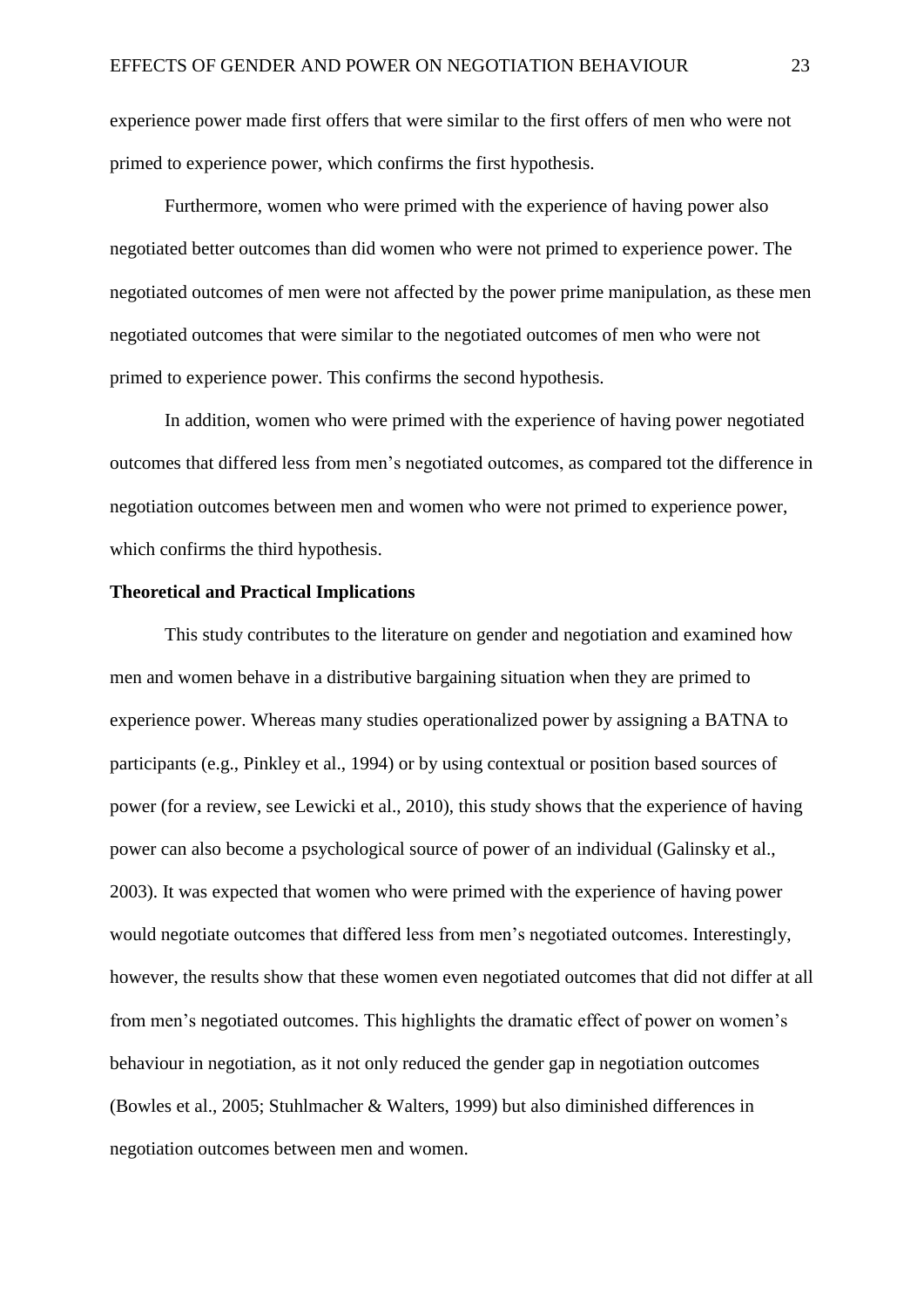experience power made first offers that were similar to the first offers of men who were not primed to experience power, which confirms the first hypothesis.

Furthermore, women who were primed with the experience of having power also negotiated better outcomes than did women who were not primed to experience power. The negotiated outcomes of men were not affected by the power prime manipulation, as these men negotiated outcomes that were similar to the negotiated outcomes of men who were not primed to experience power. This confirms the second hypothesis.

In addition, women who were primed with the experience of having power negotiated outcomes that differed less from men's negotiated outcomes, as compared tot the difference in negotiation outcomes between men and women who were not primed to experience power, which confirms the third hypothesis.

**Theoretical and Practical Implications**

This study contributes to the literature on gender and negotiation and examined how men and women behave in a distributive bargaining situation when they are primed to experience power. Whereas many studies operationalized power by assigning a BATNA to participants (e.g., Pinkley et al., 1994) or by using contextual or position based sources of power (for a review, see Lewicki et al., 2010), this study shows that the experience of having power can also become a psychological source of power of an individual (Galinsky et al., 2003). It was expected that women who were primed with the experience of having power would negotiate outcomes that differed less from men's negotiated outcomes. Interestingly, however, the results show that these women even negotiated outcomes that did not differ at all from men's negotiated outcomes. This highlights the dramatic effect of power on women's behaviour in negotiation, as it not only reduced the gender gap in negotiation outcomes (Bowles et al., 2005; Stuhlmacher & Walters, 1999) but also diminished differences in negotiation outcomes between men and women.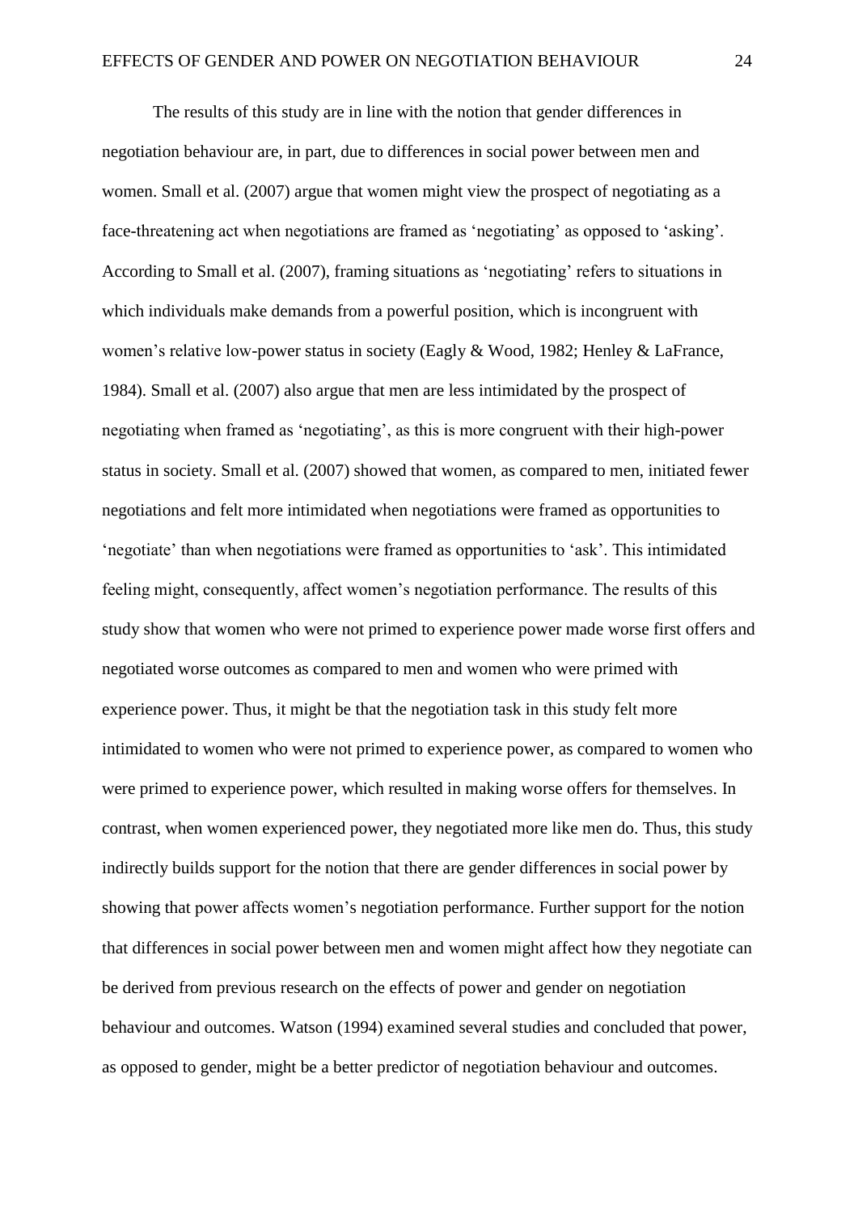The results of this study are in line with the notion that gender differences in negotiation behaviour are, in part, due to differences in social power between men and women. Small et al. (2007) argue that women might view the prospect of negotiating as a face-threatening act when negotiations are framed as 'negotiating' as opposed to 'asking'. According to Small et al. (2007), framing situations as 'negotiating' refers to situations in which individuals make demands from a powerful position, which is incongruent with women's relative low-power status in society (Eagly & Wood, 1982; Henley & LaFrance, 1984). Small et al. (2007) also argue that men are less intimidated by the prospect of negotiating when framed as 'negotiating', as this is more congruent with their high-power status in society. Small et al. (2007) showed that women, as compared to men, initiated fewer negotiations and felt more intimidated when negotiations were framed as opportunities to 'negotiate' than when negotiations were framed as opportunities to 'ask'. This intimidated feeling might, consequently, affect women's negotiation performance. The results of this study show that women who were not primed to experience power made worse first offers and negotiated worse outcomes as compared to men and women who were primed with experience power. Thus, it might be that the negotiation task in this study felt more intimidated to women who were not primed to experience power, as compared to women who were primed to experience power, which resulted in making worse offers for themselves. In contrast, when women experienced power, they negotiated more like men do. Thus, this study indirectly builds support for the notion that there are gender differences in social power by showing that power affects women's negotiation performance. Further support for the notion that differences in social power between men and women might affect how they negotiate can be derived from previous research on the effects of power and gender on negotiation behaviour and outcomes. Watson (1994) examined several studies and concluded that power, as opposed to gender, might be a better predictor of negotiation behaviour and outcomes.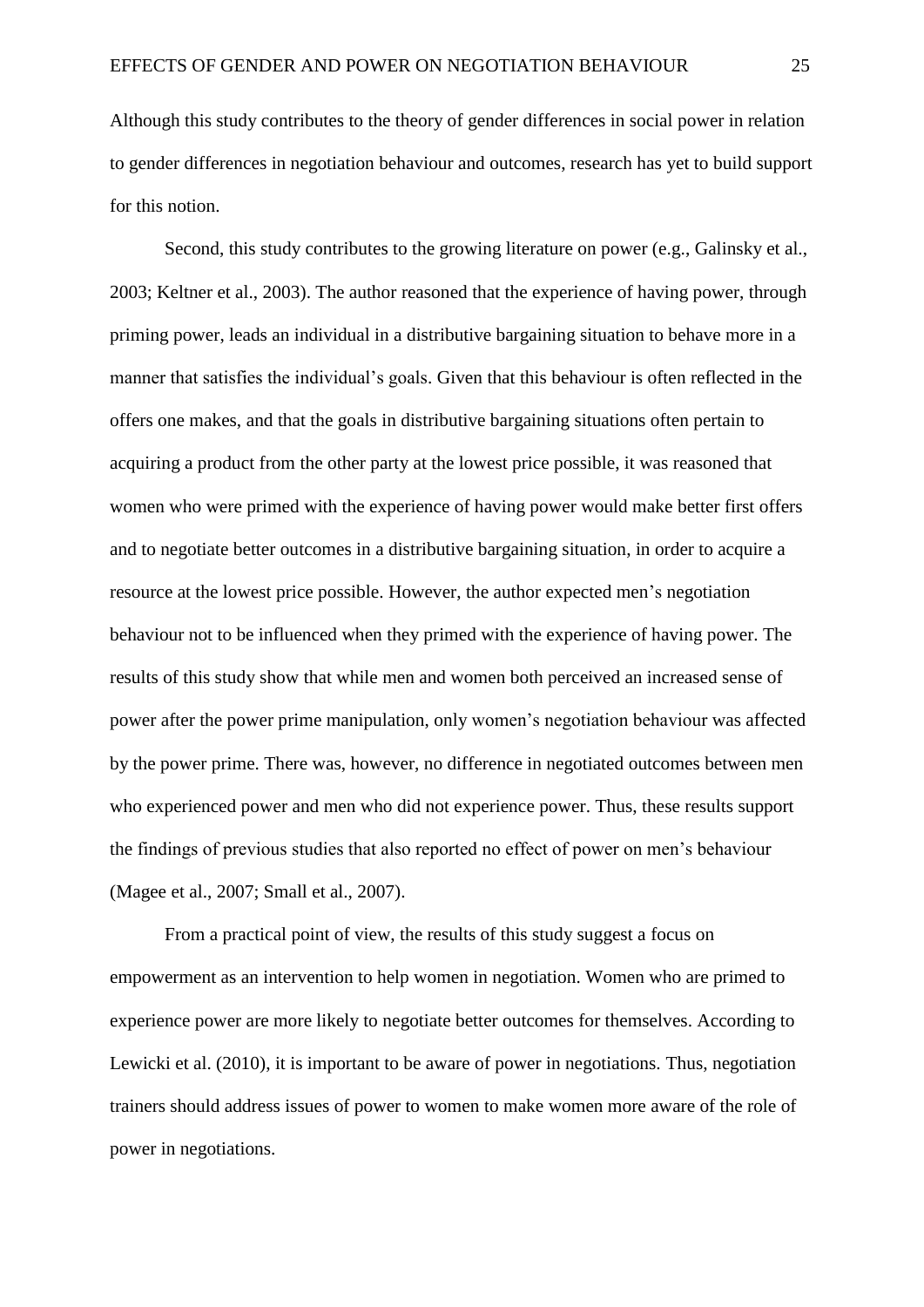Although this study contributes to the theory of gender differences in social power in relation to gender differences in negotiation behaviour and outcomes, research has yet to build support for this notion.

Second, this study contributes to the growing literature on power (e.g., Galinsky et al., 2003; Keltner et al., 2003). The author reasoned that the experience of having power, through priming power, leads an individual in a distributive bargaining situation to behave more in a manner that satisfies the individual's goals. Given that this behaviour is often reflected in the offers one makes, and that the goals in distributive bargaining situations often pertain to acquiring a product from the other party at the lowest price possible, it was reasoned that women who were primed with the experience of having power would make better first offers and to negotiate better outcomes in a distributive bargaining situation, in order to acquire a resource at the lowest price possible. However, the author expected men's negotiation behaviour not to be influenced when they primed with the experience of having power. The results of this study show that while men and women both perceived an increased sense of power after the power prime manipulation, only women's negotiation behaviour was affected by the power prime. There was, however, no difference in negotiated outcomes between men who experienced power and men who did not experience power. Thus, these results support the findings of previous studies that also reported no effect of power on men's behaviour (Magee et al., 2007; Small et al., 2007).

From a practical point of view, the results of this study suggest a focus on empowerment as an intervention to help women in negotiation. Women who are primed to experience power are more likely to negotiate better outcomes for themselves. According to Lewicki et al. (2010), it is important to be aware of power in negotiations. Thus, negotiation trainers should address issues of power to women to make women more aware of the role of power in negotiations.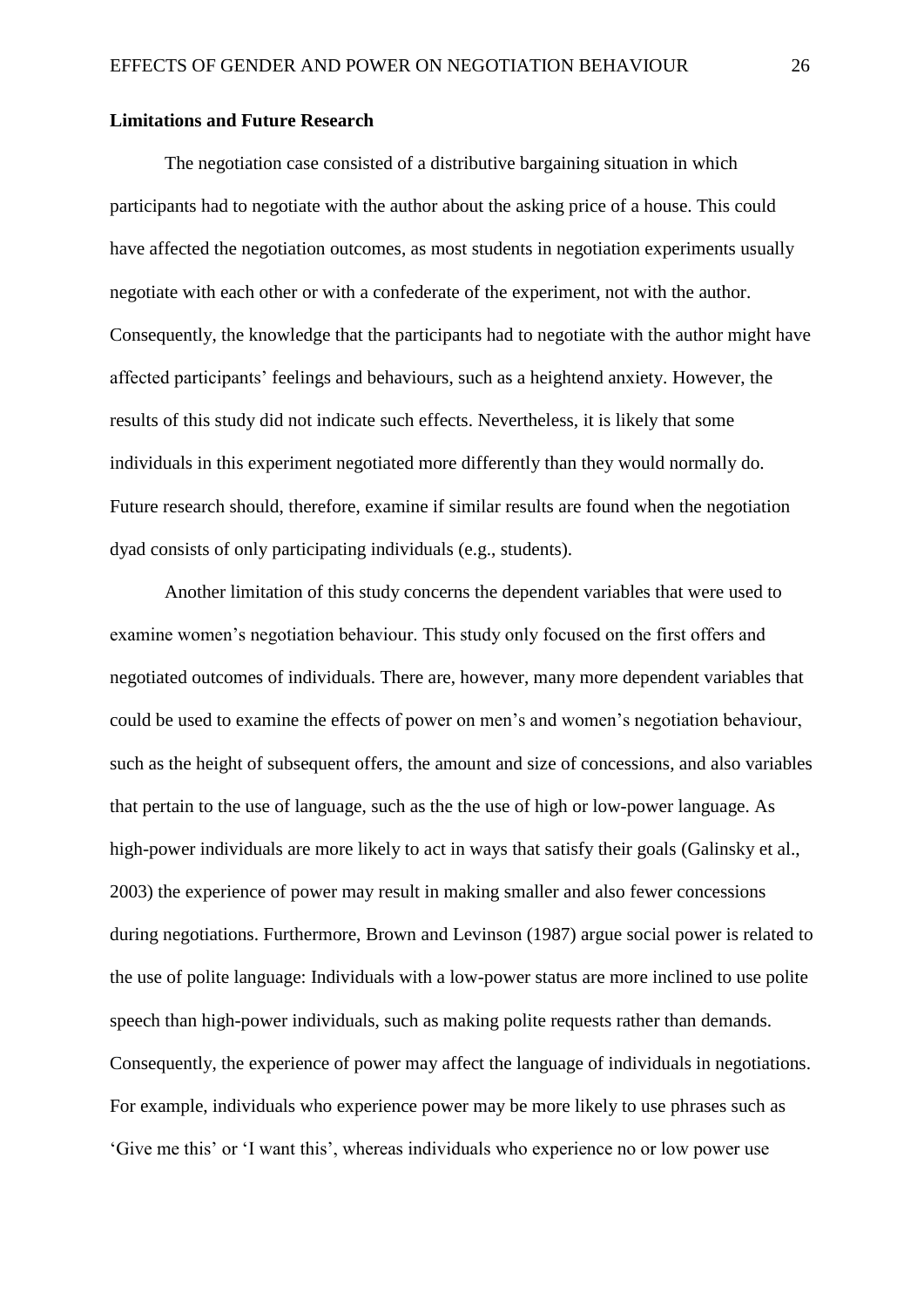**Limitations and Future Research**

The negotiation case consisted of a distributive bargaining situation in which participants had to negotiate with the author about the asking price of a house. This could have affected the negotiation outcomes, as most students in negotiation experiments usually negotiate with each other or with a confederate of the experiment, not with the author. Consequently, the knowledge that the participants had to negotiate with the author might have affected participants' feelings and behaviours, such as a heightend anxiety. However, the results of this study did not indicate such effects. Nevertheless, it is likely that some individuals in this experiment negotiated more differently than they would normally do. Future research should, therefore, examine if similar results are found when the negotiation dyad consists of only participating individuals (e.g., students).

Another limitation of this study concerns the dependent variables that were used to examine women's negotiation behaviour. This study only focused on the first offers and negotiated outcomes of individuals. There are, however, many more dependent variables that could be used to examine the effects of power on men's and women's negotiation behaviour, such as the height of subsequent offers, the amount and size of concessions, and also variables that pertain to the use of language, such as the the use of high or low-power language. As high-power individuals are more likely to act in ways that satisfy their goals (Galinsky et al., 2003) the experience of power may result in making smaller and also fewer concessions during negotiations. Furthermore, Brown and Levinson (1987) argue social power is related to the use of polite language: Individuals with a low-power status are more inclined to use polite speech than high-power individuals, such as making polite requests rather than demands. Consequently, the experience of power may affect the language of individuals in negotiations. For example, individuals who experience power may be more likely to use phrases such as 'Give me this' or 'I want this', whereas individuals who experience no or low power use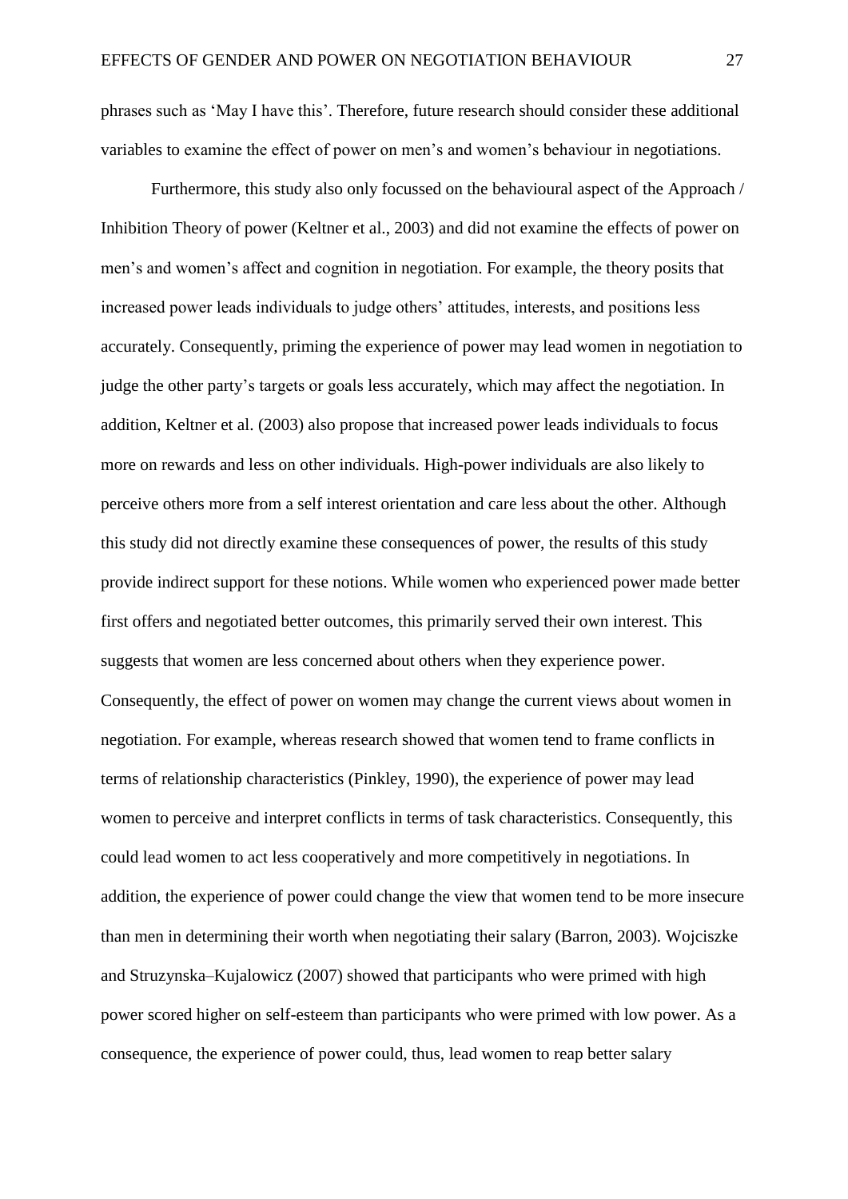phrases such as 'May I have this'. Therefore, future research should consider these additional variables to examine the effect of power on men's and women's behaviour in negotiations.

Furthermore, this study also only focussed on the behavioural aspect of the Approach / Inhibition Theory of power (Keltner et al., 2003) and did not examine the effects of power on men's and women's affect and cognition in negotiation. For example, the theory posits that increased power leads individuals to judge others' attitudes, interests, and positions less accurately. Consequently, priming the experience of power may lead women in negotiation to judge the other party's targets or goals less accurately, which may affect the negotiation. In addition, Keltner et al. (2003) also propose that increased power leads individuals to focus more on rewards and less on other individuals. High-power individuals are also likely to perceive others more from a self interest orientation and care less about the other. Although this study did not directly examine these consequences of power, the results of this study provide indirect support for these notions. While women who experienced power made better first offers and negotiated better outcomes, this primarily served their own interest. This suggests that women are less concerned about others when they experience power. Consequently, the effect of power on women may change the current views about women in negotiation. For example, whereas research showed that women tend to frame conflicts in terms of relationship characteristics (Pinkley, 1990), the experience of power may lead women to perceive and interpret conflicts in terms of task characteristics. Consequently, this could lead women to act less cooperatively and more competitively in negotiations. In addition, the experience of power could change the view that women tend to be more insecure than men in determining their worth when negotiating their salary (Barron, 2003). Wojciszke and Struzynska–Kujalowicz (2007) showed that participants who were primed with high power scored higher on self-esteem than participants who were primed with low power. As a consequence, the experience of power could, thus, lead women to reap better salary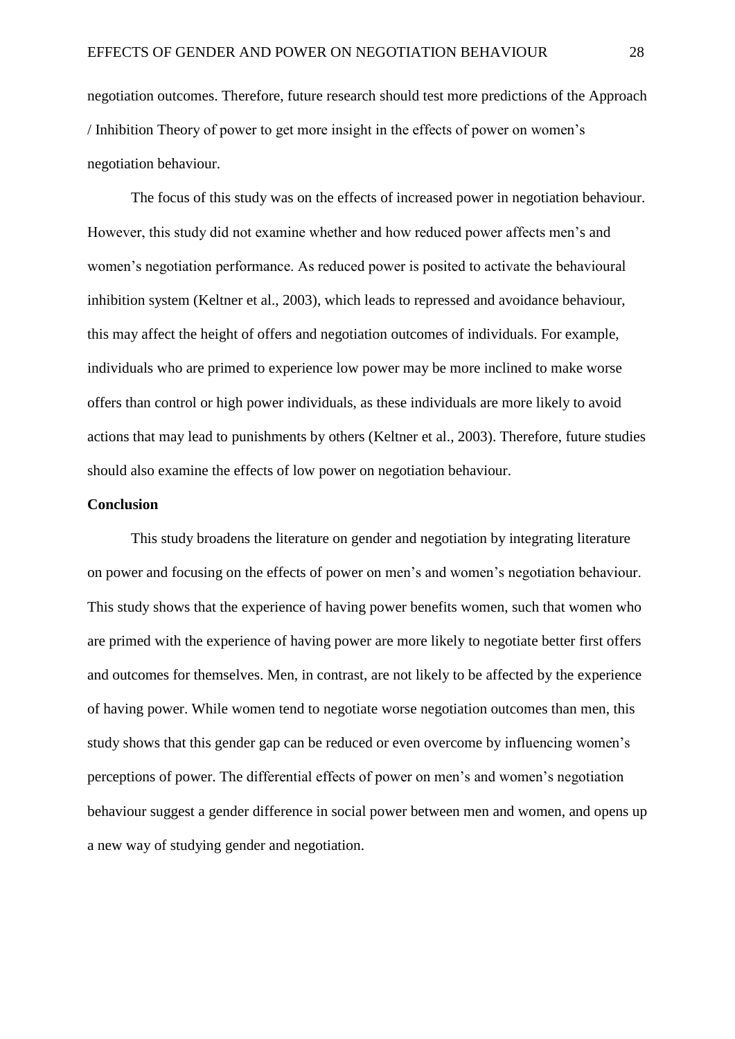negotiation outcomes. Therefore, future research should test more predictions of the Approach / Inhibition Theory of power to get more insight in the effects of power on women's negotiation behaviour.

The focus of this study was on the effects of increased power in negotiation behaviour. However, this study did not examine whether and how reduced power affects men's and women's negotiation performance. As reduced power is posited to activate the behavioural inhibition system (Keltner et al., 2003), which leads to repressed and avoidance behaviour, this may affect the height of offers and negotiation outcomes of individuals. For example, individuals who are primed to experience low power may be more inclined to make worse offers than control or high power individuals, as these individuals are more likely to avoid actions that may lead to punishments by others (Keltner et al., 2003). Therefore, future studies should also examine the effects of low power on negotiation behaviour.

**Conclusion**

This study broadens the literature on gender and negotiation by integrating literature on power and focusing on the effects of power on men's and women's negotiation behaviour. This study shows that the experience of having power benefits women, such that women who are primed with the experience of having power are more likely to negotiate better first offers and outcomes for themselves. Men, in contrast, are not likely to be affected by the experience of having power. While women tend to negotiate worse negotiation outcomes than men, this study shows that this gender gap can be reduced or even overcome by influencing women's perceptions of power. The differential effects of power on men's and women's negotiation behaviour suggest a gender difference in social power between men and women, and opens up a new way of studying gender and negotiation.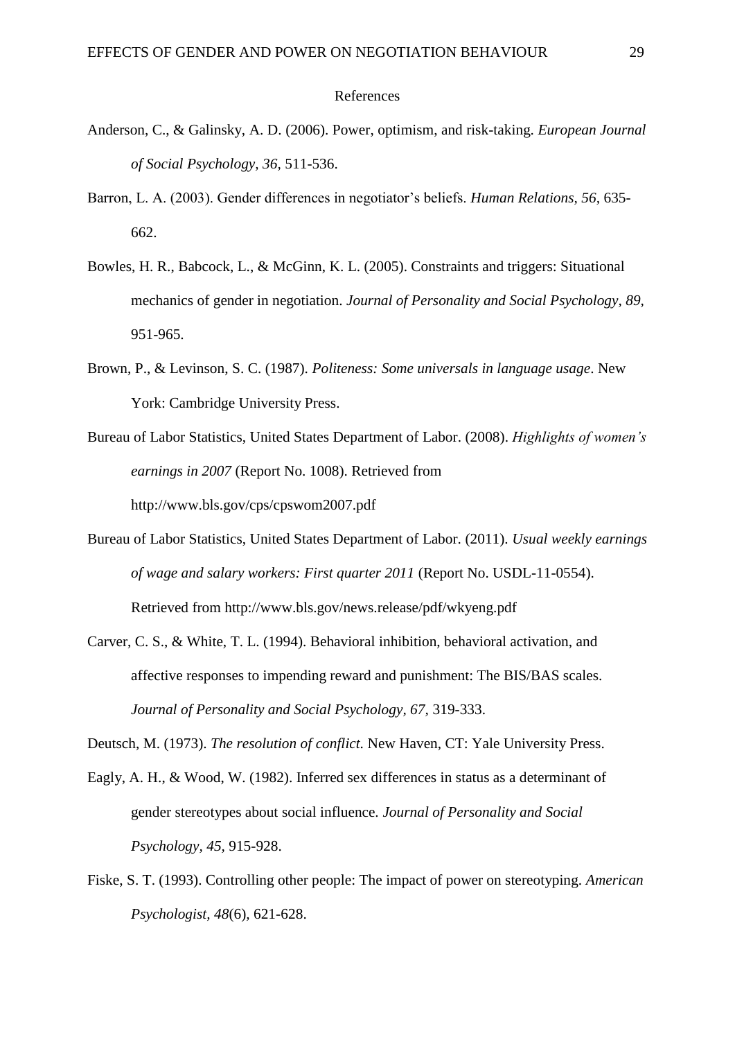# References

Anderson, C., & Galinsky, A. D. (2006). Power, optimism, and risk-taking. *European Journal of Social Psychology, 36,* 511-536.

Barron, L. A. (2003). Gender differences in negotiator's beliefs. *Human Relations, 56,* 635-662.

Bowles, H. R., Babcock, L., & McGinn, K. L. (2005). Constraints and triggers: Situational mechanics of gender in negotiation. *Journal of Personality and Social Psychology, 89,* 951-965.

Brown, P., & Levinson, S. C. (1987). *Politeness: Some universals in language usage*. New York: Cambridge University Press.

Bureau of Labor Statistics, United States Department of Labor. (2008). *Highlights of women's earnings in 2007* (Report No. 1008). Retrieved from http://www.bls.gov/cps/cpswom2007.pdf

Bureau of Labor Statistics, United States Department of Labor. (2011). *Usual weekly earnings of wage and salary workers: First quarter 2011* (Report No. USDL-11-0554). Retrieved from http://www.bls.gov/news.release/pdf/wkyeng.pdf

Carver, C. S., & White, T. L. (1994). Behavioral inhibition, behavioral activation, and affective responses to impending reward and punishment: The BIS/BAS scales. *Journal of Personality and Social Psychology, 67,* 319-333.

Deutsch, M. (1973). *The resolution of conflict.* New Haven, CT: Yale University Press.

Eagly, A. H., & Wood, W. (1982). Inferred sex differences in status as a determinant of gender stereotypes about social influence. *Journal of Personality and Social Psychology, 45,* 915-928.

Fiske, S. T. (1993). Controlling other people: The impact of power on stereotyping. *American Psychologist, 48*(6)*,* 621-628.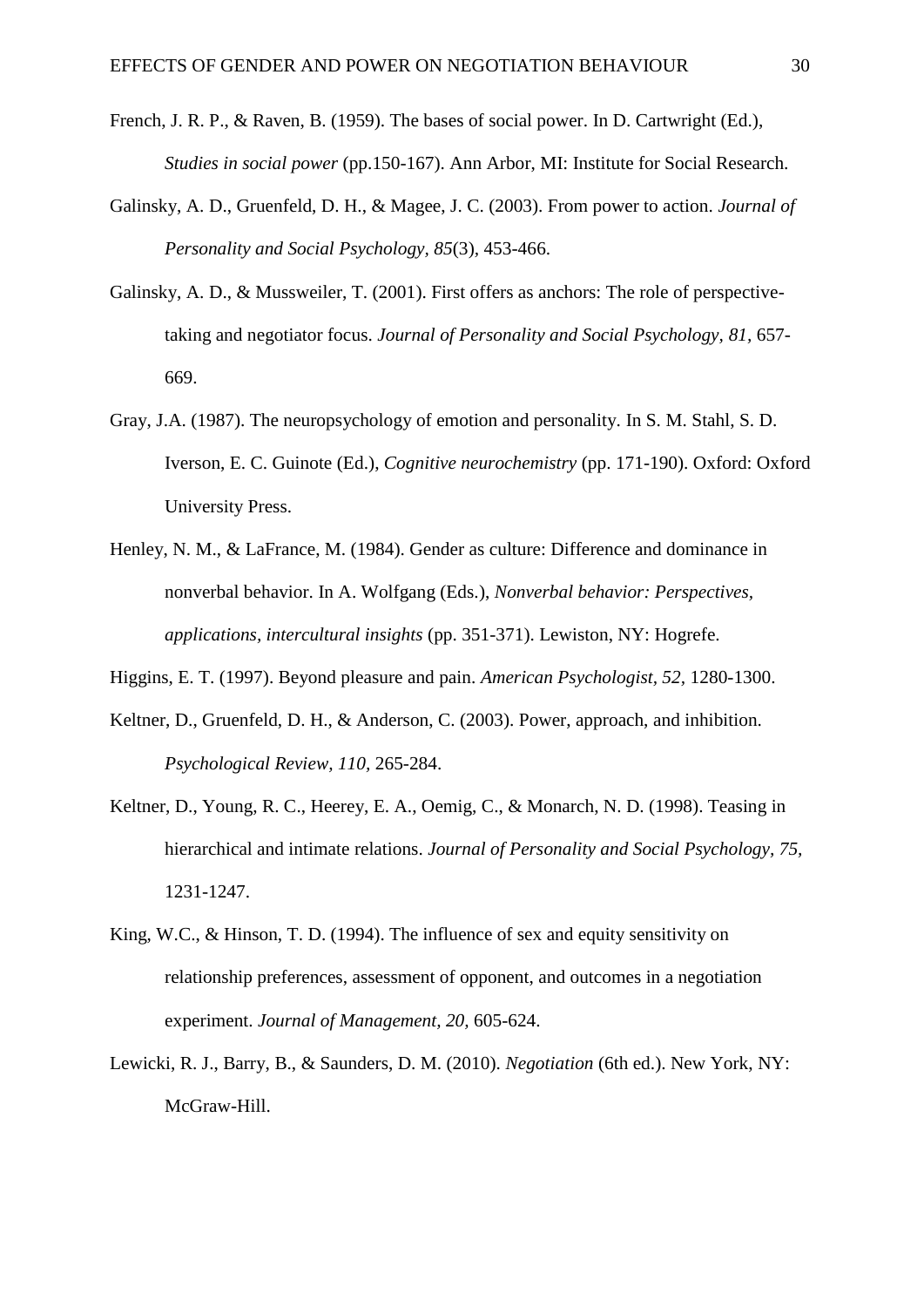French, J. R. P., & Raven, B. (1959). The bases of social power. In D. Cartwright (Ed.), *Studies in social power* (pp.150-167). Ann Arbor, MI: Institute for Social Research.

Galinsky, A. D., Gruenfeld, D. H., & Magee, J. C. (2003). From power to action. *Journal of Personality and Social Psychology, 85*(3), 453-466.

Galinsky, A. D., & Mussweiler, T. (2001). First offers as anchors: The role of perspective-taking and negotiator focus. *Journal of Personality and Social Psychology, 81*, 657-669.

Gray, J.A. (1987). The neuropsychology of emotion and personality. In S. M. Stahl, S. D. Iverson, E. C. Guinote (Ed.), *Cognitive neurochemistry* (pp. 171-190). Oxford: Oxford University Press.

Henley, N. M., & LaFrance, M. (1984). Gender as culture: Difference and dominance in nonverbal behavior. In A. Wolfgang (Eds.), *Nonverbal behavior: Perspectives, applications, intercultural insights* (pp. 351-371). Lewiston, NY: Hogrefe.

Higgins, E. T. (1997). Beyond pleasure and pain. *American Psychologist, 52*, 1280-1300.

Keltner, D., Gruenfeld, D. H., & Anderson, C. (2003). Power, approach, and inhibition. *Psychological Review, 110*, 265-284.

Keltner, D., Young, R. C., Heerey, E. A., Oemig, C., & Monarch, N. D. (1998). Teasing in hierarchical and intimate relations. *Journal of Personality and Social Psychology, 75*, 1231-1247.

King, W.C., & Hinson, T. D. (1994). The influence of sex and equity sensitivity on relationship preferences, assessment of opponent, and outcomes in a negotiation experiment. *Journal of Management, 20*, 605-624.

Lewicki, R. J., Barry, B., & Saunders, D. M. (2010). *Negotiation* (6th ed.). New York, NY: McGraw-Hill.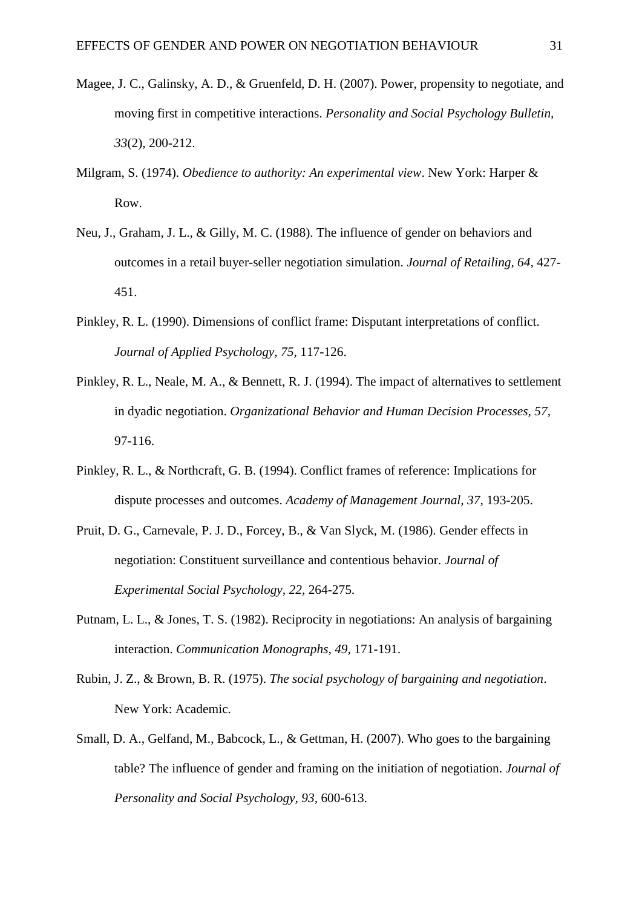Magee, J. C., Galinsky, A. D., & Gruenfeld, D. H. (2007). Power, propensity to negotiate, and moving first in competitive interactions. *Personality and Social Psychology Bulletin, 33*(2), 200-212.

Milgram, S. (1974). *Obedience to authority: An experimental view*. New York: Harper & Row.

Neu, J., Graham, J. L., & Gilly, M. C. (1988). The influence of gender on behaviors and outcomes in a retail buyer-seller negotiation simulation. *Journal of Retailing, 64,* 427-451.

Pinkley, R. L. (1990). Dimensions of conflict frame: Disputant interpretations of conflict. *Journal of Applied Psychology, 75,* 117-126.

Pinkley, R. L., Neale, M. A., & Bennett, R. J. (1994). The impact of alternatives to settlement in dyadic negotiation. *Organizational Behavior and Human Decision Processes, 57,* 97-116.

Pinkley, R. L., & Northcraft, G. B. (1994). Conflict frames of reference: Implications for dispute processes and outcomes. *Academy of Management Journal, 37,* 193-205.

Pruit, D. G., Carnevale, P. J. D., Forcey, B., & Van Slyck, M. (1986). Gender effects in negotiation: Constituent surveillance and contentious behavior. *Journal of Experimental Social Psychology, 22,* 264-275.

Putnam, L. L., & Jones, T. S. (1982). Reciprocity in negotiations: An analysis of bargaining interaction. *Communication Monographs, 49,* 171-191.

Rubin, J. Z., & Brown, B. R. (1975). *The social psychology of bargaining and negotiation*. New York: Academic.

Small, D. A., Gelfand, M., Babcock, L., & Gettman, H. (2007). Who goes to the bargaining table? The influence of gender and framing on the initiation of negotiation. *Journal of Personality and Social Psychology, 93,* 600-613.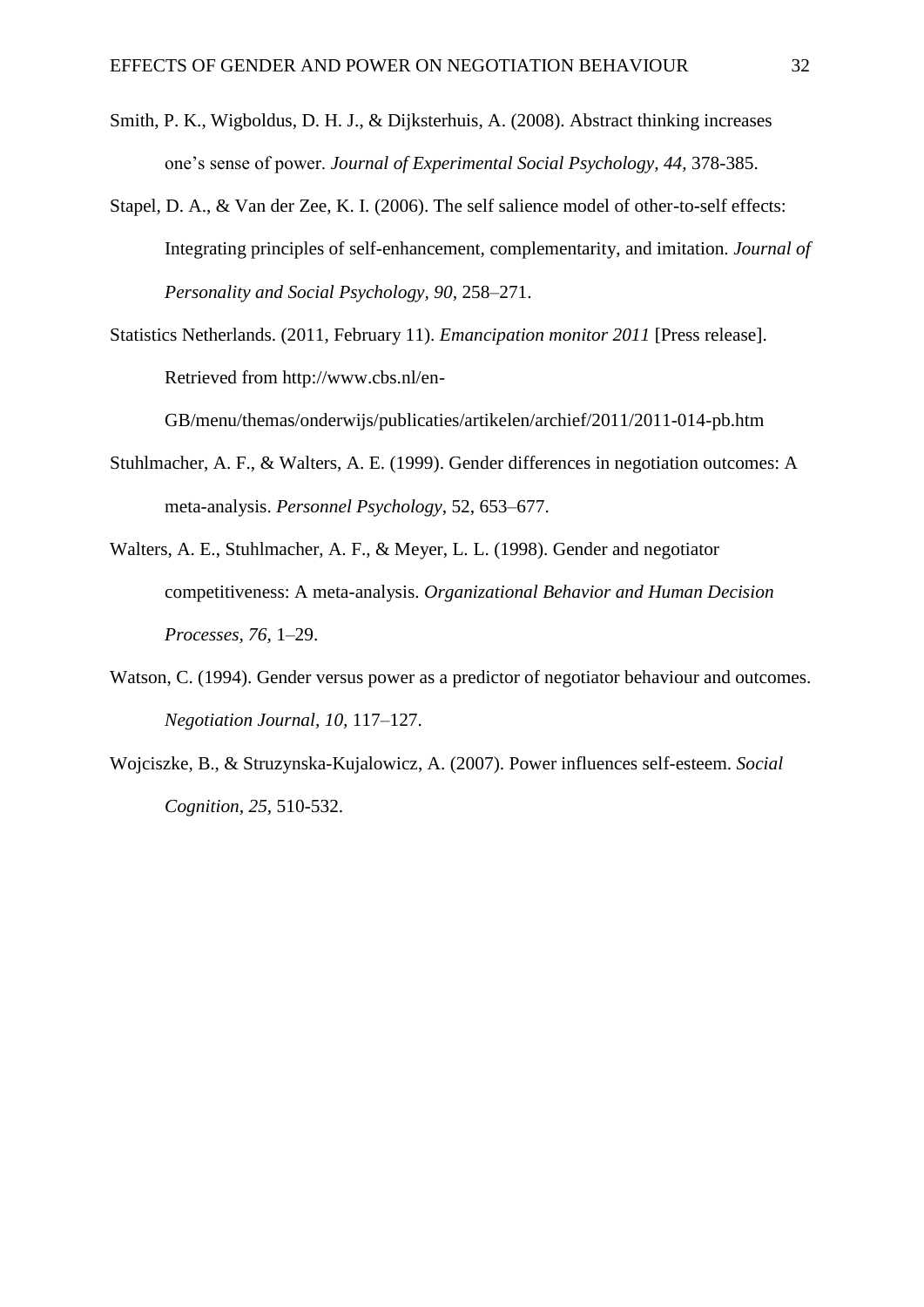Smith, P. K., Wigboldus, D. H. J., & Dijksterhuis, A. (2008). Abstract thinking increases one's sense of power. *Journal of Experimental Social Psychology, 44*, 378-385.

Stapel, D. A., & Van der Zee, K. I. (2006). The self salience model of other-to-self effects: Integrating principles of self-enhancement, complementarity, and imitation. *Journal of Personality and Social Psychology, 90*, 258–271.

Statistics Netherlands. (2011, February 11). *Emancipation monitor 2011* [Press release]. Retrieved from http://www.cbs.nl/en-GB/menu/themas/onderwijs/publicaties/artikelen/archief/2011/2011-014-pb.htm

Stuhlmacher, A. F., & Walters, A. E. (1999). Gender differences in negotiation outcomes: A meta-analysis. *Personnel Psychology,* 52, 653–677.

Walters, A. E., Stuhlmacher, A. F., & Meyer, L. L. (1998). Gender and negotiator competitiveness: A meta-analysis. *Organizational Behavior and Human Decision Processes, 76,* 1–29.

Watson, C. (1994). Gender versus power as a predictor of negotiator behaviour and outcomes. *Negotiation Journal, 10,* 117–127.

Wojciszke, B., & Struzynska-Kujalowicz, A. (2007). Power influences self-esteem. *Social Cognition, 25*, 510-532.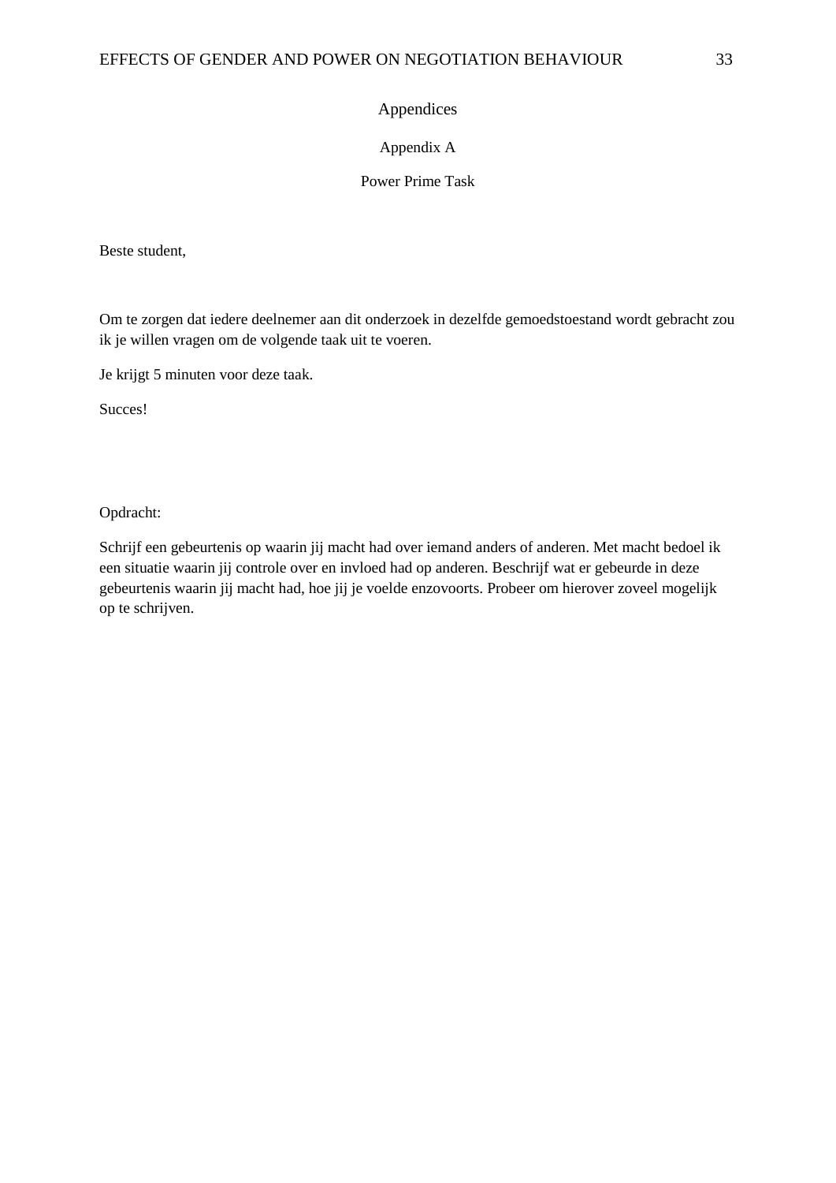# Appendices

## Appendix A

### Power Prime Task

Beste student,

Om te zorgen dat iedere deelnemer aan dit onderzoek in dezelfde gemoedstoestand wordt gebracht zou ik je willen vragen om de volgende taak uit te voeren.

Je krijgt 5 minuten voor deze taak.

Succes!

Opdracht:

Schrijf een gebeurtenis op waarin jij macht had over iemand anders of anderen. Met macht bedoel ik een situatie waarin jij controle over en invloed had op anderen. Beschrijf wat er gebeurde in deze gebeurtenis waarin jij macht had, hoe jij je voelde enzovoorts. Probeer om hierover zoveel mogelijk op te schrijven.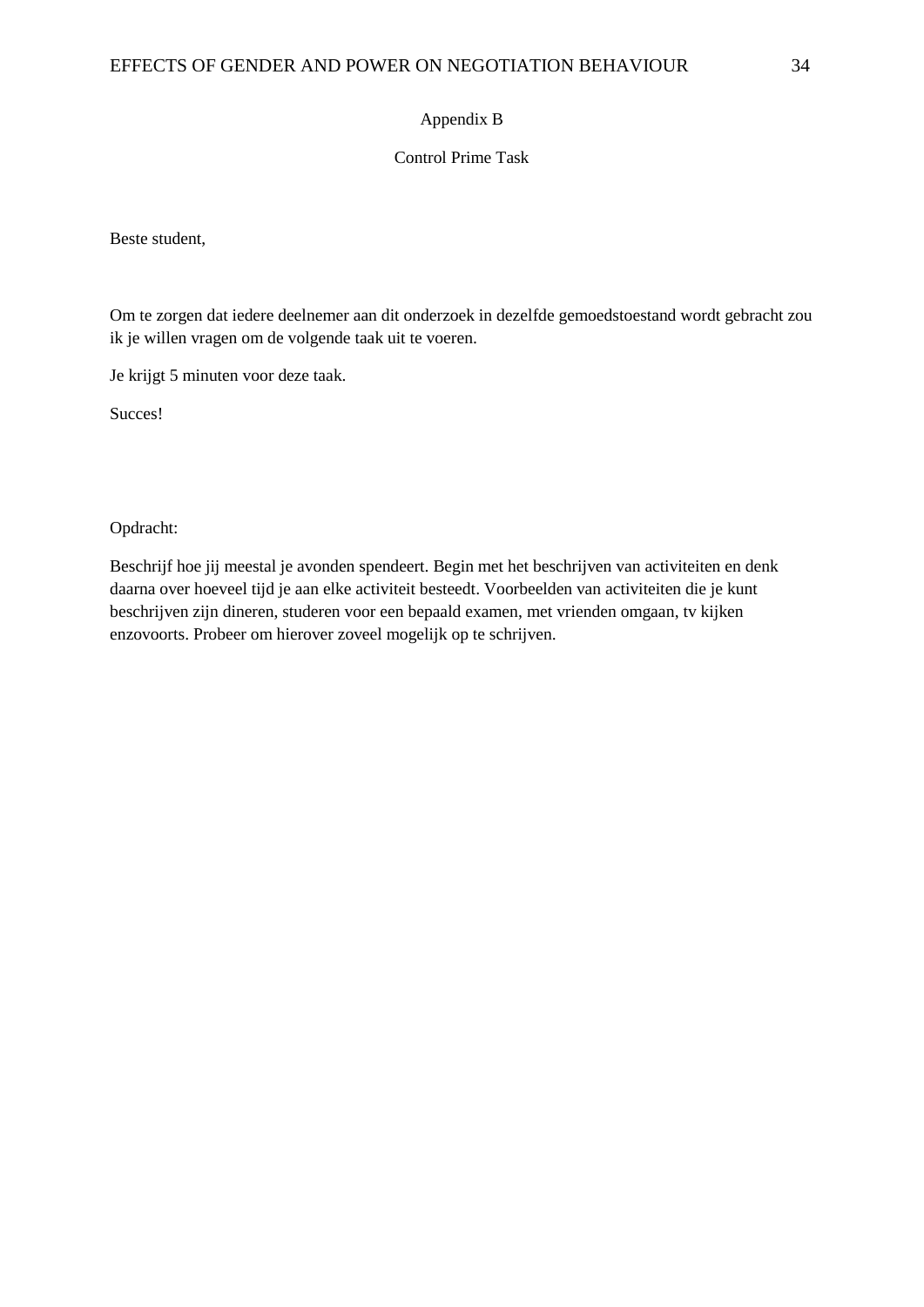# Appendix B

## Control Prime Task

Beste student,

Om te zorgen dat iedere deelnemer aan dit onderzoek in dezelfde gemoedstoestand wordt gebracht zou ik je willen vragen om de volgende taak uit te voeren.

Je krijgt 5 minuten voor deze taak.

Succes!

Opdracht:

Beschrijf hoe jij meestal je avonden spendeert. Begin met het beschrijven van activiteiten en denk daarna over hoeveel tijd je aan elke activiteit besteedt. Voorbeelden van activiteiten die je kunt beschrijven zijn dineren, studeren voor een bepaald examen, met vrienden omgaan, tv kijken enzovoorts. Probeer om hierover zoveel mogelijk op te schrijven.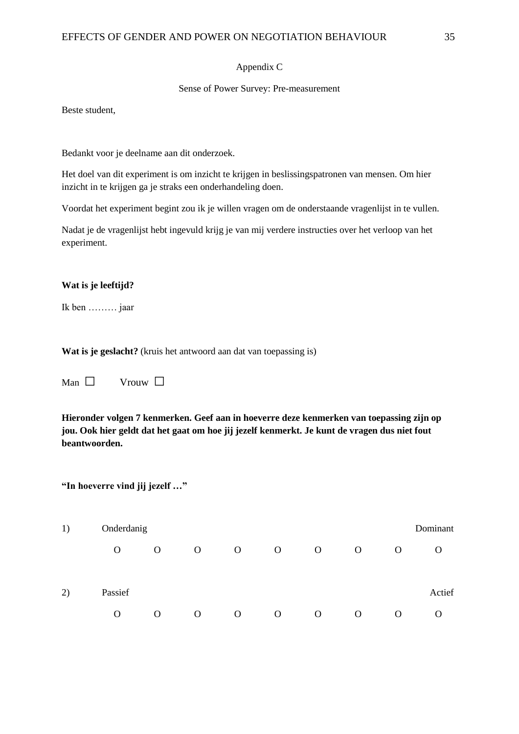## Appendix C

### Sense of Power Survey: Pre-measurement

Beste student,

Bedankt voor je deelname aan dit onderzoek.

Het doel van dit experiment is om inzicht te krijgen in beslissingspatronen van mensen. Om hier inzicht in te krijgen ga je straks een onderhandeling doen.

Voordat het experiment begint zou ik je willen vragen om de onderstaande vragenlijst in te vullen.

Nadat je de vragenlijst hebt ingevuld krijg je van mij verdere instructies over het verloop van het experiment.

**Wat is je leeftijd?**

Ik ben ……… jaar

**Wat is je geslacht?** (kruis het antwoord aan dat van toepassing is)

Man ☐ Vrouw ☐

**Hieronder volgen 7 kenmerken. Geef aan in hoeverre deze kenmerken van toepassing zijn op jou. Ook hier geldt dat het gaat om hoe jij jezelf kenmerkt. Je kunt de vragen dus niet fout beantwoorden.**

**"In hoeverre vind jij jezelf …"**

1) Onderdanig — Dominant

O O O O O O O O O

2) Passief — Actief

O O O O O O O O O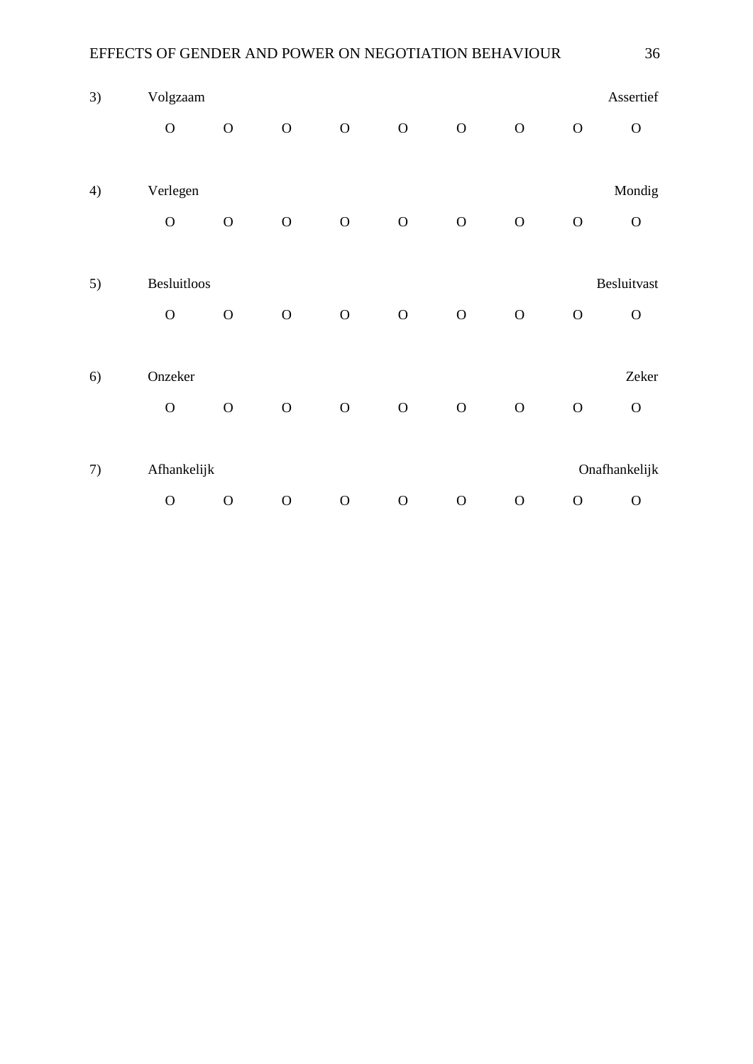3) Volgzaam — Assertief

O O O O O O O O O

4) Verlegen — Mondig

O O O O O O O O O

5) Besluitloos — Besluitvast

O O O O O O O O O

6) Onzeker — Zeker

O O O O O O O O O

7) Afhankelijk — Onafhankelijk

O O O O O O O O O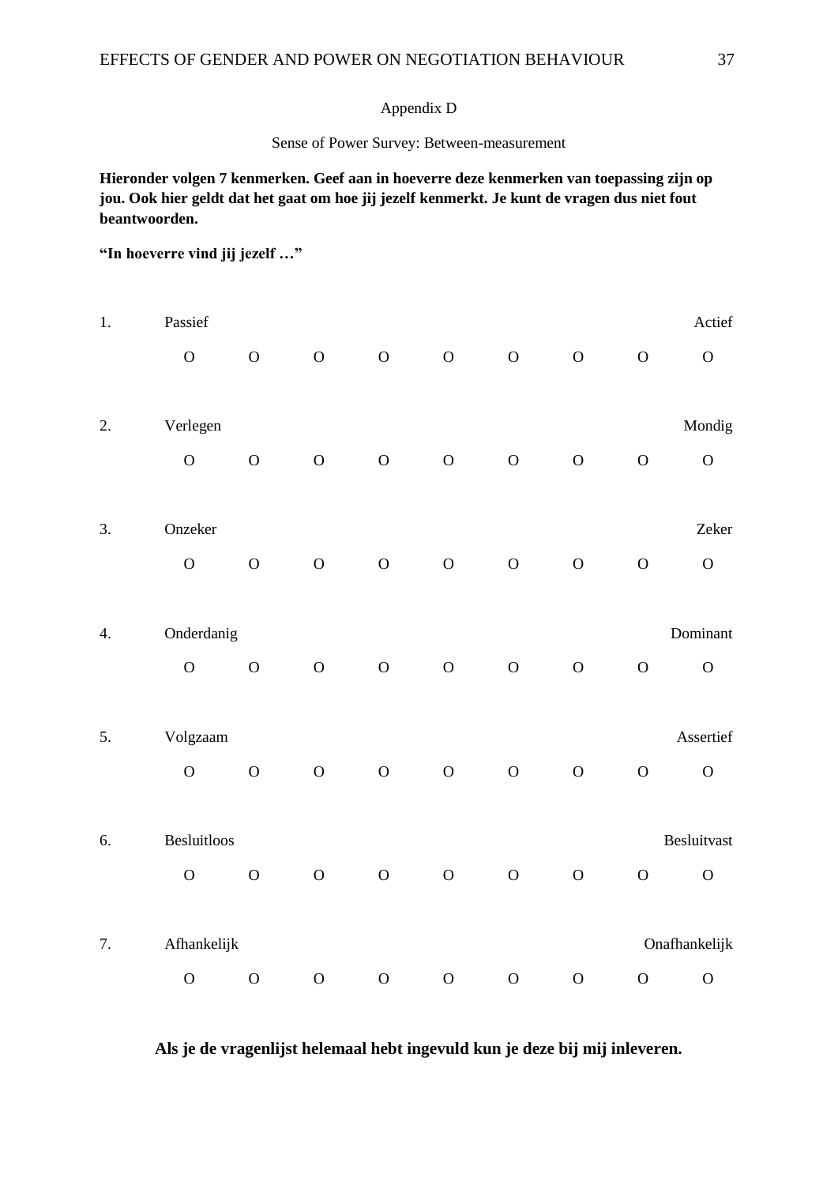## Appendix D

### Sense of Power Survey: Between-measurement

**Hieronder volgen 7 kenmerken. Geef aan in hoeverre deze kenmerken van toepassing zijn op jou. Ook hier geldt dat het gaat om hoe jij jezelf kenmerkt. Je kunt de vragen dus niet fout beantwoorden.**

**"In hoeverre vind jij jezelf …"**

1. Passief — Actief

   O O O O O O O O O

2. Verlegen — Mondig

   O O O O O O O O O

3. Onzeker — Zeker

   O O O O O O O O O

4. Onderdanig — Dominant

   O O O O O O O O O

5. Volgzaam — Assertief

   O O O O O O O O O

6. Besluitloos — Besluitvast

   O O O O O O O O O

7. Afhankelijk — Onafhankelijk

   O O O O O O O O O

**Als je de vragenlijst helemaal hebt ingevuld kun je deze bij mij inleveren.**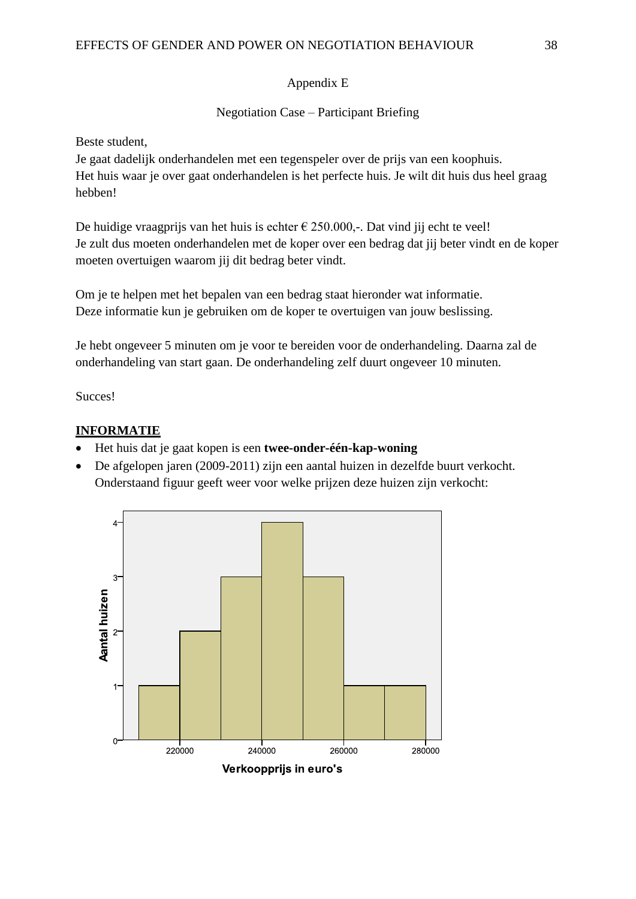Appendix E

Negotiation Case – Participant Briefing

Beste student,
Je gaat dadelijk onderhandelen met een tegenspeler over de prijs van een koophuis.
Het huis waar je over gaat onderhandelen is het perfecte huis. Je wilt dit huis dus heel graag hebben!

De huidige vraagprijs van het huis is echter € 250.000,-. Dat vind jij echt te veel!
Je zult dus moeten onderhandelen met de koper over een bedrag dat jij beter vindt en de koper moeten overtuigen waarom jij dit bedrag beter vindt.

Om je te helpen met het bepalen van een bedrag staat hieronder wat informatie.
Deze informatie kun je gebruiken om de koper te overtuigen van jouw beslissing.

Je hebt ongeveer 5 minuten om je voor te bereiden voor de onderhandeling. Daarna zal de onderhandeling van start gaan. De onderhandeling zelf duurt ongeveer 10 minuten.

Succes!

**INFORMATIE**

- Het huis dat je gaat kopen is een **twee-onder-één-kap-woning**
- De afgelopen jaren (2009-2011) zijn een aantal huizen in dezelfde buurt verkocht. Onderstaand figuur geeft weer voor welke prijzen deze huizen zijn verkocht: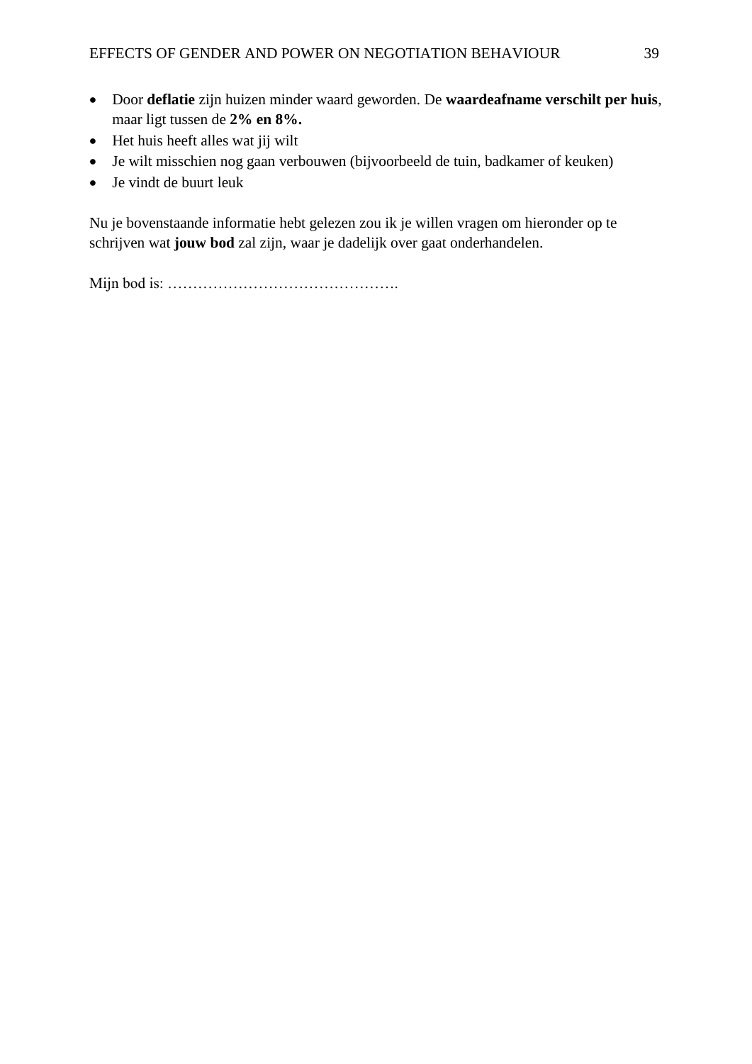- Door **deflatie** zijn huizen minder waard geworden. De **waardeafname verschilt per huis**, maar ligt tussen de **2% en 8%.**
- Het huis heeft alles wat jij wilt
- Je wilt misschien nog gaan verbouwen (bijvoorbeeld de tuin, badkamer of keuken)
- Je vindt de buurt leuk

Nu je bovenstaande informatie hebt gelezen zou ik je willen vragen om hieronder op te schrijven wat **jouw bod** zal zijn, waar je dadelijk over gaat onderhandelen.

Mijn bod is: ……………………………………….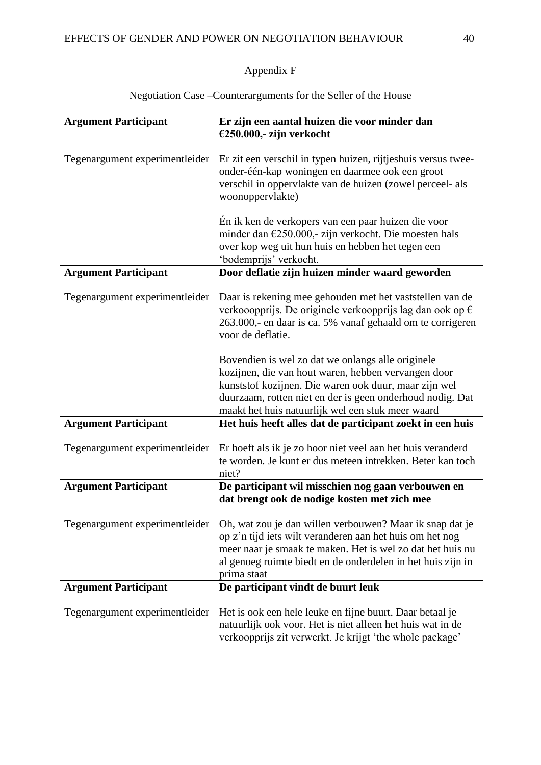Appendix F

Negotiation Case –Counterarguments for the Seller of the House

| | |
|---|---|
| **Argument Participant** | **Er zijn een aantal huizen die voor minder dan €250.000,- zijn verkocht** |
| Tegenargument experimentleider | Er zit een verschil in typen huizen, rijtjeshuis versus twee-onder-één-kap woningen en daarmee ook een groot verschil in oppervlakte van de huizen (zowel perceel- als woonoppervlakte)<br><br>Én ik ken de verkopers van een paar huizen die voor minder dan €250.000,- zijn verkocht. Die moesten hals over kop weg uit hun huis en hebben het tegen een 'bodemprijs' verkocht. |
| **Argument Participant** | **Door deflatie zijn huizen minder waard geworden** |
| Tegenargument experimentleider | Daar is rekening mee gehouden met het vaststellen van de verkooopprijs. De originele verkoopprijs lag dan ook op € 263.000,- en daar is ca. 5% vanaf gehaald om te corrigeren voor de deflatie.<br><br>Bovendien is wel zo dat we onlangs alle originele kozijnen, die van hout waren, hebben vervangen door kunststof kozijnen. Die waren ook duur, maar zijn wel duurzaam, rotten niet en der is geen onderhoud nodig. Dat maakt het huis natuurlijk wel een stuk meer waard |
| **Argument Participant** | **Het huis heeft alles dat de participant zoekt in een huis** |
| Tegenargument experimentleider | Er hoeft als ik je zo hoor niet veel aan het huis veranderd te worden. Je kunt er dus meteen intrekken. Beter kan toch niet? |
| **Argument Participant** | **De participant wil misschien nog gaan verbouwen en dat brengt ook de nodige kosten met zich mee** |
| Tegenargument experimentleider | Oh, wat zou je dan willen verbouwen? Maar ik snap dat je op z'n tijd iets wilt veranderen aan het huis om het nog meer naar je smaak te maken. Het is wel zo dat het huis nu al genoeg ruimte biedt en de onderdelen in het huis zijn in prima staat |
| **Argument Participant** | **De participant vindt de buurt leuk** |
| Tegenargument experimentleider | Het is ook een hele leuke en fijne buurt. Daar betaal je natuurlijk ook voor. Het is niet alleen het huis wat in de verkoopprijs zit verwerkt. Je krijgt 'the whole package' |